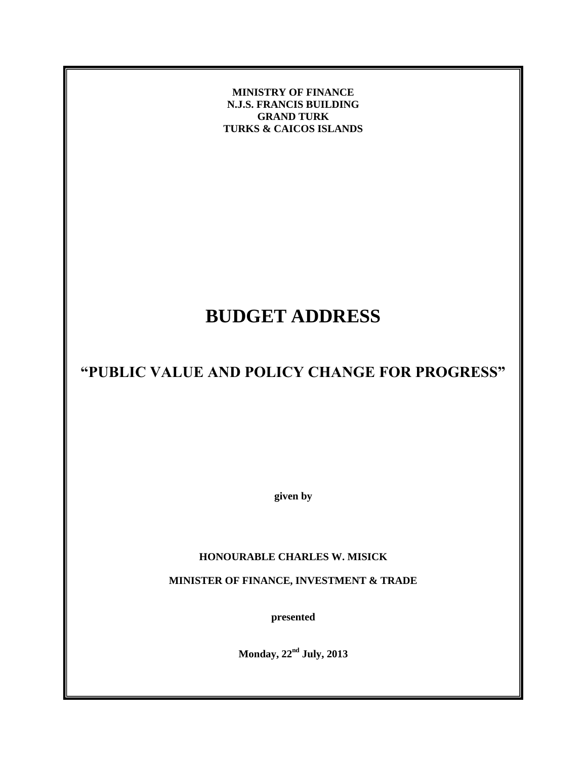**MINISTRY OF FINANCE**
**N.J.S. FRANCIS BUILDING**
**GRAND TURK**
**TURKS & CAICOS ISLANDS**

# BUDGET ADDRESS

## "PUBLIC VALUE AND POLICY CHANGE FOR PROGRESS"

**given by**

**HONOURABLE CHARLES W. MISICK**

**MINISTER OF FINANCE, INVESTMENT & TRADE**

**presented**

**Monday, 22nd July, 2013**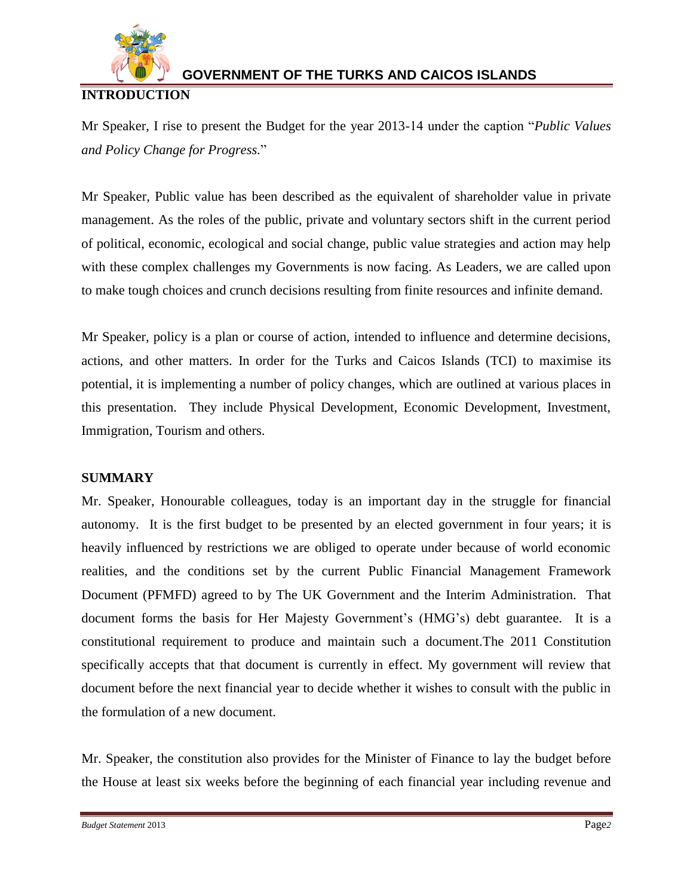## INTRODUCTION

Mr Speaker, I rise to present the Budget for the year 2013-14 under the caption "*Public Values and Policy Change for Progress.*"

Mr Speaker, Public value has been described as the equivalent of shareholder value in private management. As the roles of the public, private and voluntary sectors shift in the current period of political, economic, ecological and social change, public value strategies and action may help with these complex challenges my Governments is now facing. As Leaders, we are called upon to make tough choices and crunch decisions resulting from finite resources and infinite demand.

Mr Speaker, policy is a plan or course of action, intended to influence and determine decisions, actions, and other matters. In order for the Turks and Caicos Islands (TCI) to maximise its potential, it is implementing a number of policy changes, which are outlined at various places in this presentation. They include Physical Development, Economic Development, Investment, Immigration, Tourism and others.

## SUMMARY

Mr. Speaker, Honourable colleagues, today is an important day in the struggle for financial autonomy. It is the first budget to be presented by an elected government in four years; it is heavily influenced by restrictions we are obliged to operate under because of world economic realities, and the conditions set by the current Public Financial Management Framework Document (PFMFD) agreed to by The UK Government and the Interim Administration. That document forms the basis for Her Majesty Government's (HMG's) debt guarantee. It is a constitutional requirement to produce and maintain such a document.The 2011 Constitution specifically accepts that that document is currently in effect. My government will review that document before the next financial year to decide whether it wishes to consult with the public in the formulation of a new document.

Mr. Speaker, the constitution also provides for the Minister of Finance to lay the budget before the House at least six weeks before the beginning of each financial year including revenue and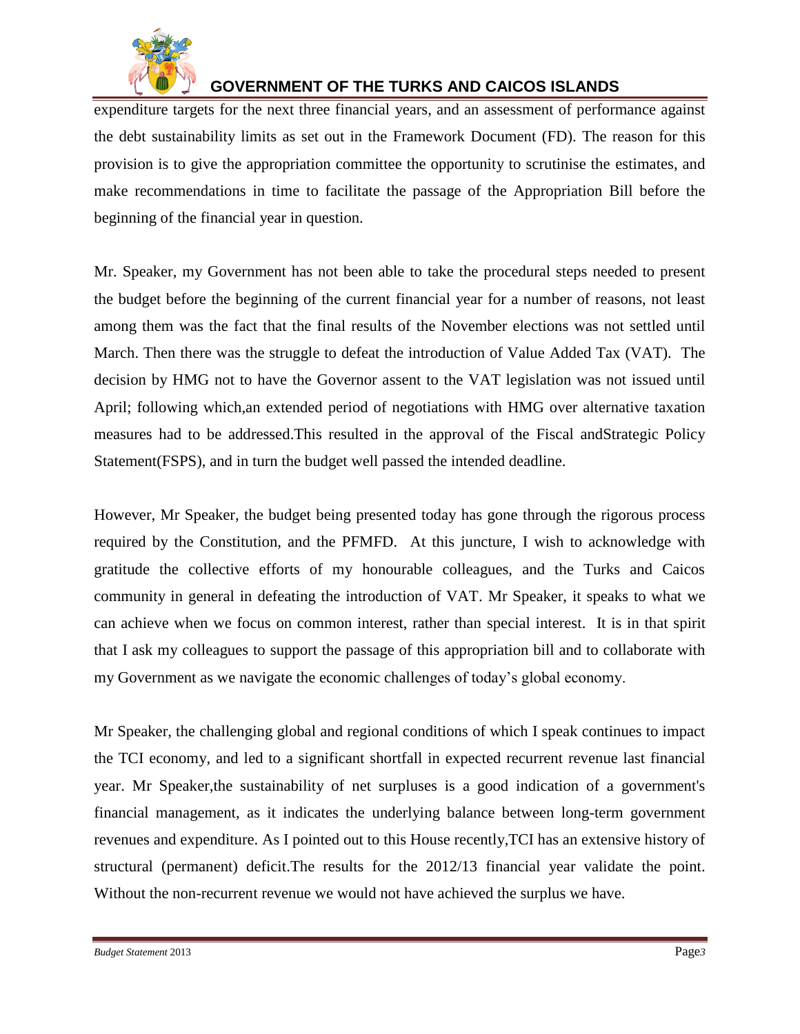expenditure targets for the next three financial years, and an assessment of performance against the debt sustainability limits as set out in the Framework Document (FD). The reason for this provision is to give the appropriation committee the opportunity to scrutinise the estimates, and make recommendations in time to facilitate the passage of the Appropriation Bill before the beginning of the financial year in question.

Mr. Speaker, my Government has not been able to take the procedural steps needed to present the budget before the beginning of the current financial year for a number of reasons, not least among them was the fact that the final results of the November elections was not settled until March. Then there was the struggle to defeat the introduction of Value Added Tax (VAT). The decision by HMG not to have the Governor assent to the VAT legislation was not issued until April; following which,an extended period of negotiations with HMG over alternative taxation measures had to be addressed.This resulted in the approval of the Fiscal andStrategic Policy Statement(FSPS), and in turn the budget well passed the intended deadline.

However, Mr Speaker, the budget being presented today has gone through the rigorous process required by the Constitution, and the PFMFD. At this juncture, I wish to acknowledge with gratitude the collective efforts of my honourable colleagues, and the Turks and Caicos community in general in defeating the introduction of VAT. Mr Speaker, it speaks to what we can achieve when we focus on common interest, rather than special interest. It is in that spirit that I ask my colleagues to support the passage of this appropriation bill and to collaborate with my Government as we navigate the economic challenges of today's global economy.

Mr Speaker, the challenging global and regional conditions of which I speak continues to impact the TCI economy, and led to a significant shortfall in expected recurrent revenue last financial year. Mr Speaker,the sustainability of net surpluses is a good indication of a government's financial management, as it indicates the underlying balance between long-term government revenues and expenditure. As I pointed out to this House recently,TCI has an extensive history of structural (permanent) deficit.The results for the 2012/13 financial year validate the point. Without the non-recurrent revenue we would not have achieved the surplus we have.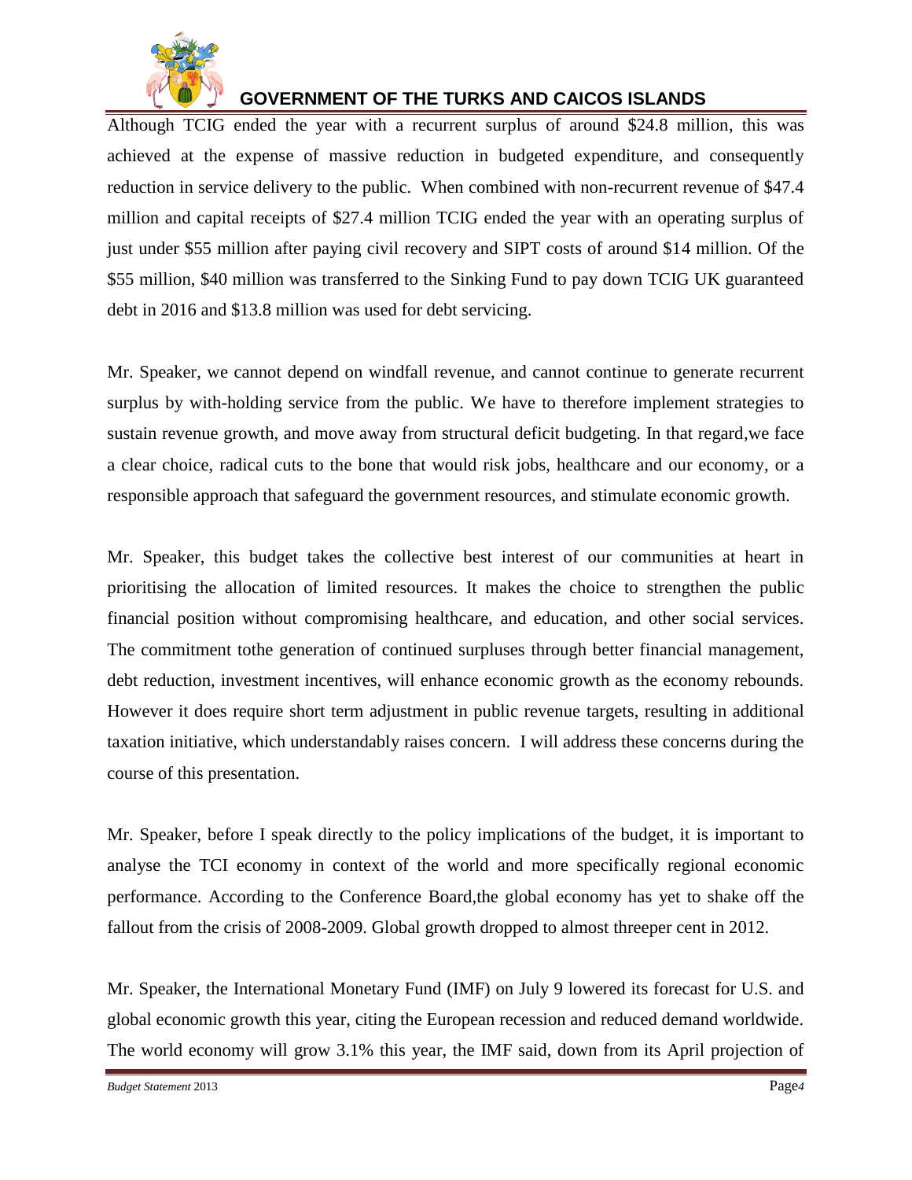Although TCIG ended the year with a recurrent surplus of around $24.8 million, this was achieved at the expense of massive reduction in budgeted expenditure, and consequently reduction in service delivery to the public. When combined with non-recurrent revenue of $47.4 million and capital receipts of $27.4 million TCIG ended the year with an operating surplus of just under $55 million after paying civil recovery and SIPT costs of around $14 million. Of the $55 million, $40 million was transferred to the Sinking Fund to pay down TCIG UK guaranteed debt in 2016 and $13.8 million was used for debt servicing.

Mr. Speaker, we cannot depend on windfall revenue, and cannot continue to generate recurrent surplus by with-holding service from the public. We have to therefore implement strategies to sustain revenue growth, and move away from structural deficit budgeting. In that regard,we face a clear choice, radical cuts to the bone that would risk jobs, healthcare and our economy, or a responsible approach that safeguard the government resources, and stimulate economic growth.

Mr. Speaker, this budget takes the collective best interest of our communities at heart in prioritising the allocation of limited resources. It makes the choice to strengthen the public financial position without compromising healthcare, and education, and other social services. The commitment tothe generation of continued surpluses through better financial management, debt reduction, investment incentives, will enhance economic growth as the economy rebounds. However it does require short term adjustment in public revenue targets, resulting in additional taxation initiative, which understandably raises concern. I will address these concerns during the course of this presentation.

Mr. Speaker, before I speak directly to the policy implications of the budget, it is important to analyse the TCI economy in context of the world and more specifically regional economic performance. According to the Conference Board,the global economy has yet to shake off the fallout from the crisis of 2008-2009. Global growth dropped to almost threeper cent in 2012.

Mr. Speaker, the International Monetary Fund (IMF) on July 9 lowered its forecast for U.S. and global economic growth this year, citing the European recession and reduced demand worldwide. The world economy will grow 3.1% this year, the IMF said, down from its April projection of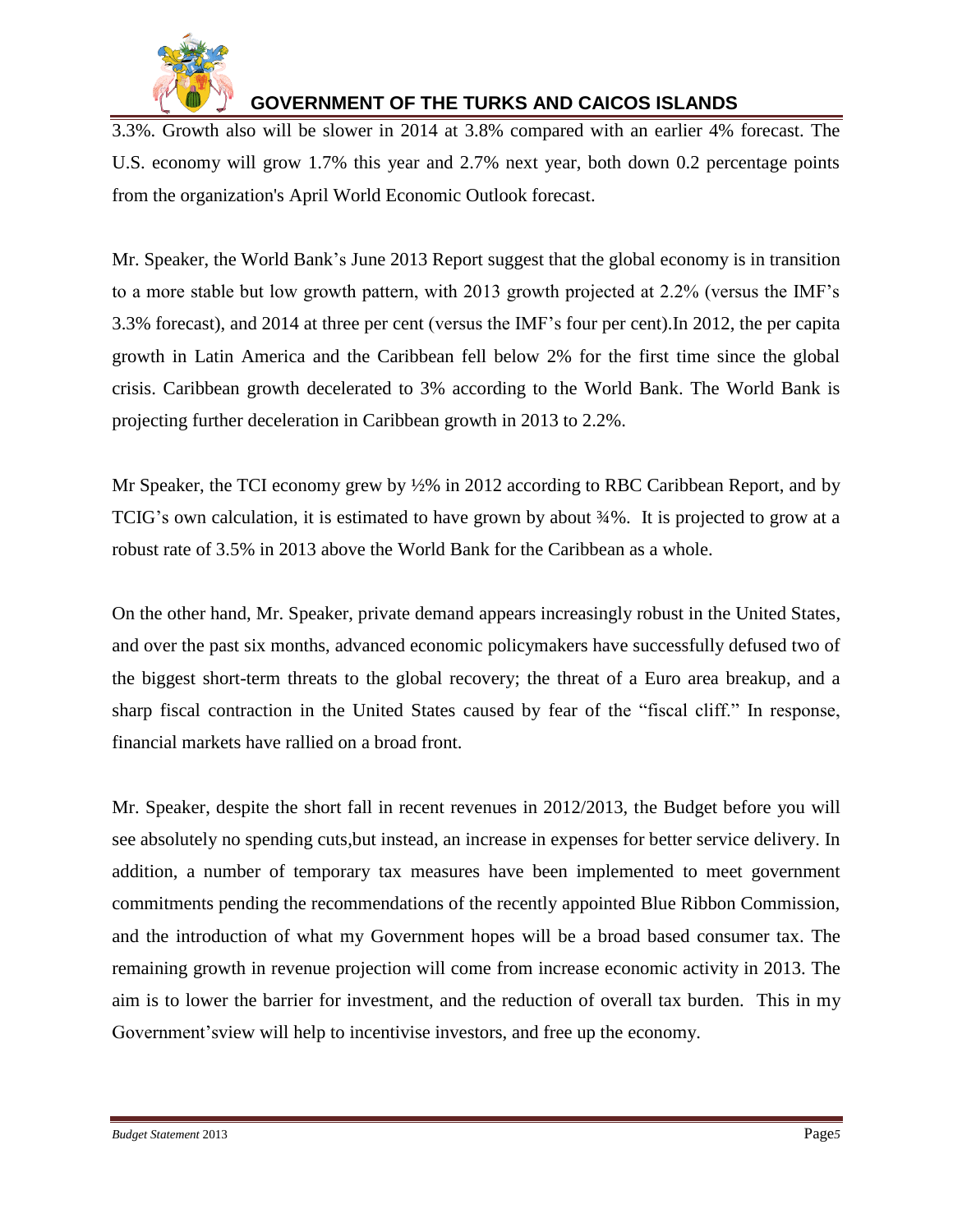3.3%. Growth also will be slower in 2014 at 3.8% compared with an earlier 4% forecast. The U.S. economy will grow 1.7% this year and 2.7% next year, both down 0.2 percentage points from the organization's April World Economic Outlook forecast.

Mr. Speaker, the World Bank's June 2013 Report suggest that the global economy is in transition to a more stable but low growth pattern, with 2013 growth projected at 2.2% (versus the IMF's 3.3% forecast), and 2014 at three per cent (versus the IMF's four per cent).In 2012, the per capita growth in Latin America and the Caribbean fell below 2% for the first time since the global crisis. Caribbean growth decelerated to 3% according to the World Bank. The World Bank is projecting further deceleration in Caribbean growth in 2013 to 2.2%.

Mr Speaker, the TCI economy grew by ½% in 2012 according to RBC Caribbean Report, and by TCIG's own calculation, it is estimated to have grown by about ¾%. It is projected to grow at a robust rate of 3.5% in 2013 above the World Bank for the Caribbean as a whole.

On the other hand, Mr. Speaker, private demand appears increasingly robust in the United States, and over the past six months, advanced economic policymakers have successfully defused two of the biggest short-term threats to the global recovery; the threat of a Euro area breakup, and a sharp fiscal contraction in the United States caused by fear of the "fiscal cliff." In response, financial markets have rallied on a broad front.

Mr. Speaker, despite the short fall in recent revenues in 2012/2013, the Budget before you will see absolutely no spending cuts,but instead, an increase in expenses for better service delivery. In addition, a number of temporary tax measures have been implemented to meet government commitments pending the recommendations of the recently appointed Blue Ribbon Commission, and the introduction of what my Government hopes will be a broad based consumer tax. The remaining growth in revenue projection will come from increase economic activity in 2013. The aim is to lower the barrier for investment, and the reduction of overall tax burden. This in my Government'sview will help to incentivise investors, and free up the economy.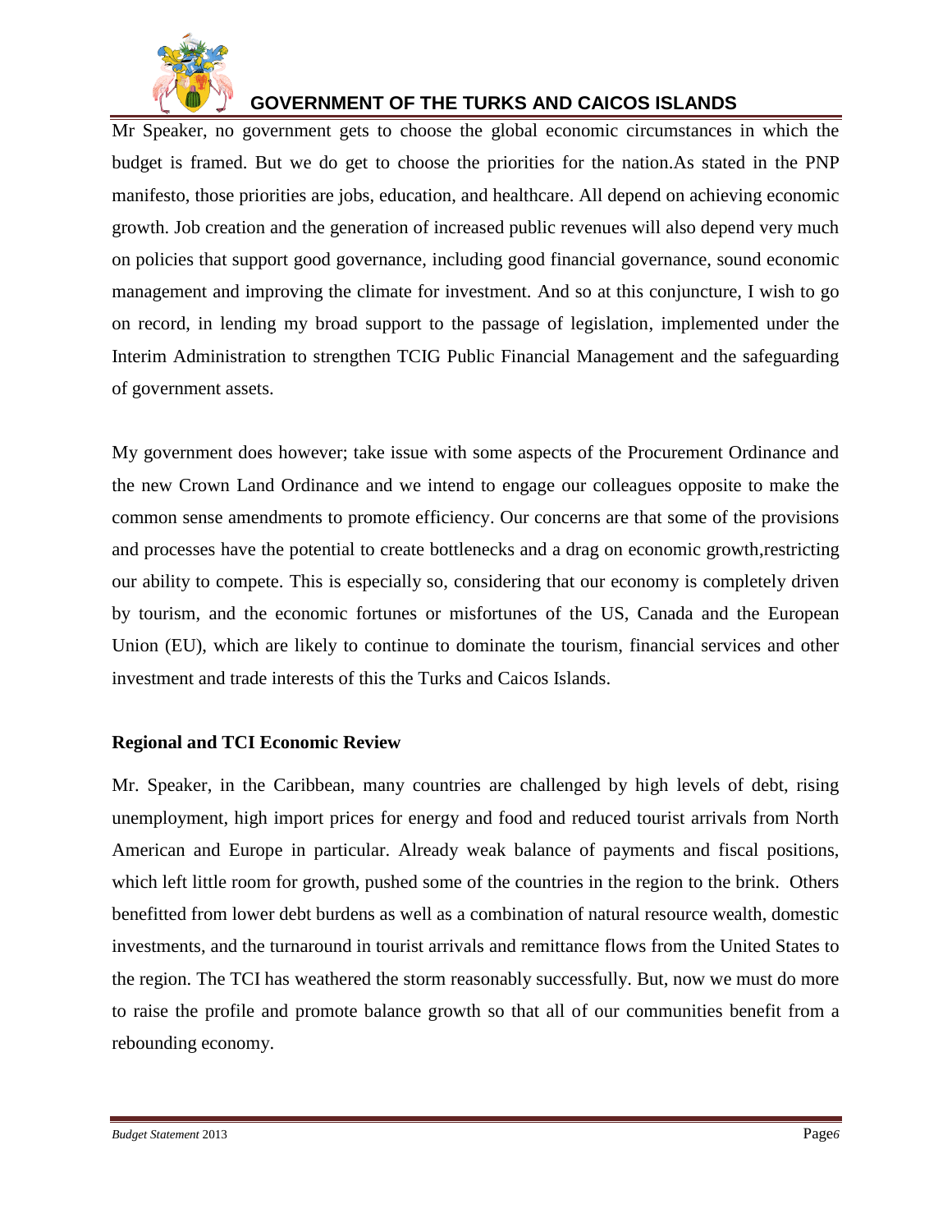Mr Speaker, no government gets to choose the global economic circumstances in which the budget is framed. But we do get to choose the priorities for the nation.As stated in the PNP manifesto, those priorities are jobs, education, and healthcare. All depend on achieving economic growth. Job creation and the generation of increased public revenues will also depend very much on policies that support good governance, including good financial governance, sound economic management and improving the climate for investment. And so at this conjuncture, I wish to go on record, in lending my broad support to the passage of legislation, implemented under the Interim Administration to strengthen TCIG Public Financial Management and the safeguarding of government assets.

My government does however; take issue with some aspects of the Procurement Ordinance and the new Crown Land Ordinance and we intend to engage our colleagues opposite to make the common sense amendments to promote efficiency. Our concerns are that some of the provisions and processes have the potential to create bottlenecks and a drag on economic growth,restricting our ability to compete. This is especially so, considering that our economy is completely driven by tourism, and the economic fortunes or misfortunes of the US, Canada and the European Union (EU), which are likely to continue to dominate the tourism, financial services and other investment and trade interests of this the Turks and Caicos Islands.

**Regional and TCI Economic Review**

Mr. Speaker, in the Caribbean, many countries are challenged by high levels of debt, rising unemployment, high import prices for energy and food and reduced tourist arrivals from North American and Europe in particular. Already weak balance of payments and fiscal positions, which left little room for growth, pushed some of the countries in the region to the brink. Others benefitted from lower debt burdens as well as a combination of natural resource wealth, domestic investments, and the turnaround in tourist arrivals and remittance flows from the United States to the region. The TCI has weathered the storm reasonably successfully. But, now we must do more to raise the profile and promote balance growth so that all of our communities benefit from a rebounding economy.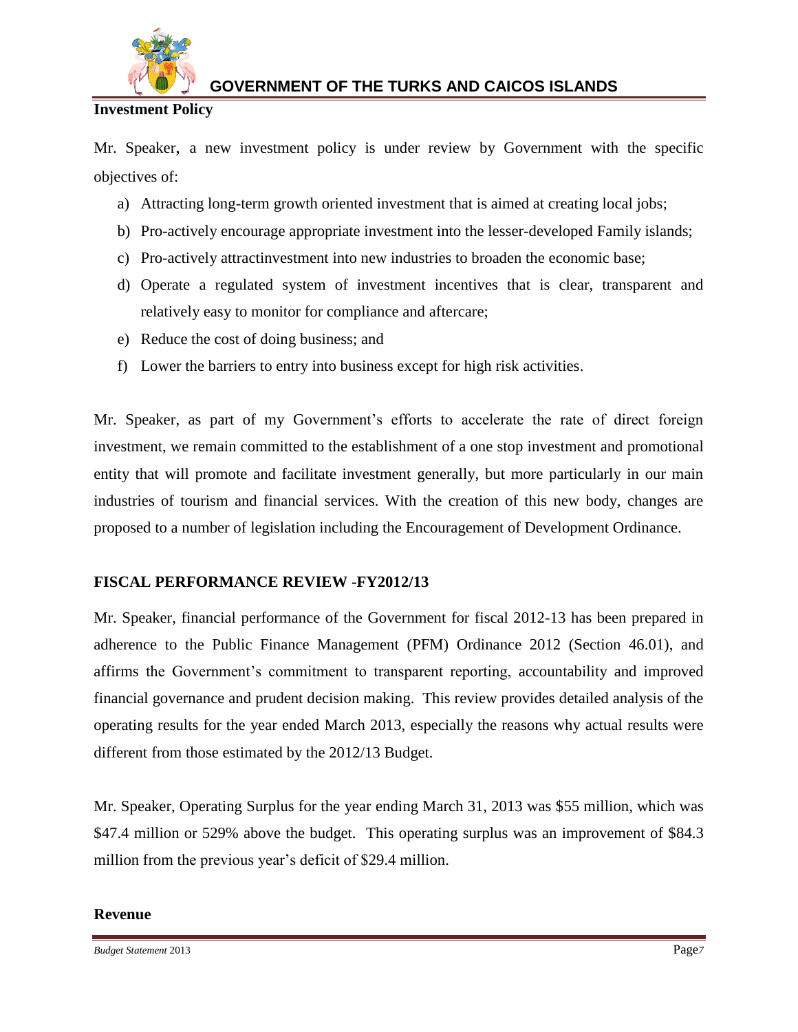## Investment Policy

Mr. Speaker, a new investment policy is under review by Government with the specific objectives of:

a) Attracting long-term growth oriented investment that is aimed at creating local jobs;
b) Pro-actively encourage appropriate investment into the lesser-developed Family islands;
c) Pro-actively attractinvestment into new industries to broaden the economic base;
d) Operate a regulated system of investment incentives that is clear, transparent and relatively easy to monitor for compliance and aftercare;
e) Reduce the cost of doing business; and
f) Lower the barriers to entry into business except for high risk activities.

Mr. Speaker, as part of my Government's efforts to accelerate the rate of direct foreign investment, we remain committed to the establishment of a one stop investment and promotional entity that will promote and facilitate investment generally, but more particularly in our main industries of tourism and financial services. With the creation of this new body, changes are proposed to a number of legislation including the Encouragement of Development Ordinance.

## FISCAL PERFORMANCE REVIEW -FY2012/13

Mr. Speaker, financial performance of the Government for fiscal 2012-13 has been prepared in adherence to the Public Finance Management (PFM) Ordinance 2012 (Section 46.01), and affirms the Government's commitment to transparent reporting, accountability and improved financial governance and prudent decision making. This review provides detailed analysis of the operating results for the year ended March 2013, especially the reasons why actual results were different from those estimated by the 2012/13 Budget.

Mr. Speaker, Operating Surplus for the year ending March 31, 2013 was \$55 million, which was \$47.4 million or 529% above the budget. This operating surplus was an improvement of \$84.3 million from the previous year's deficit of \$29.4 million.

## Revenue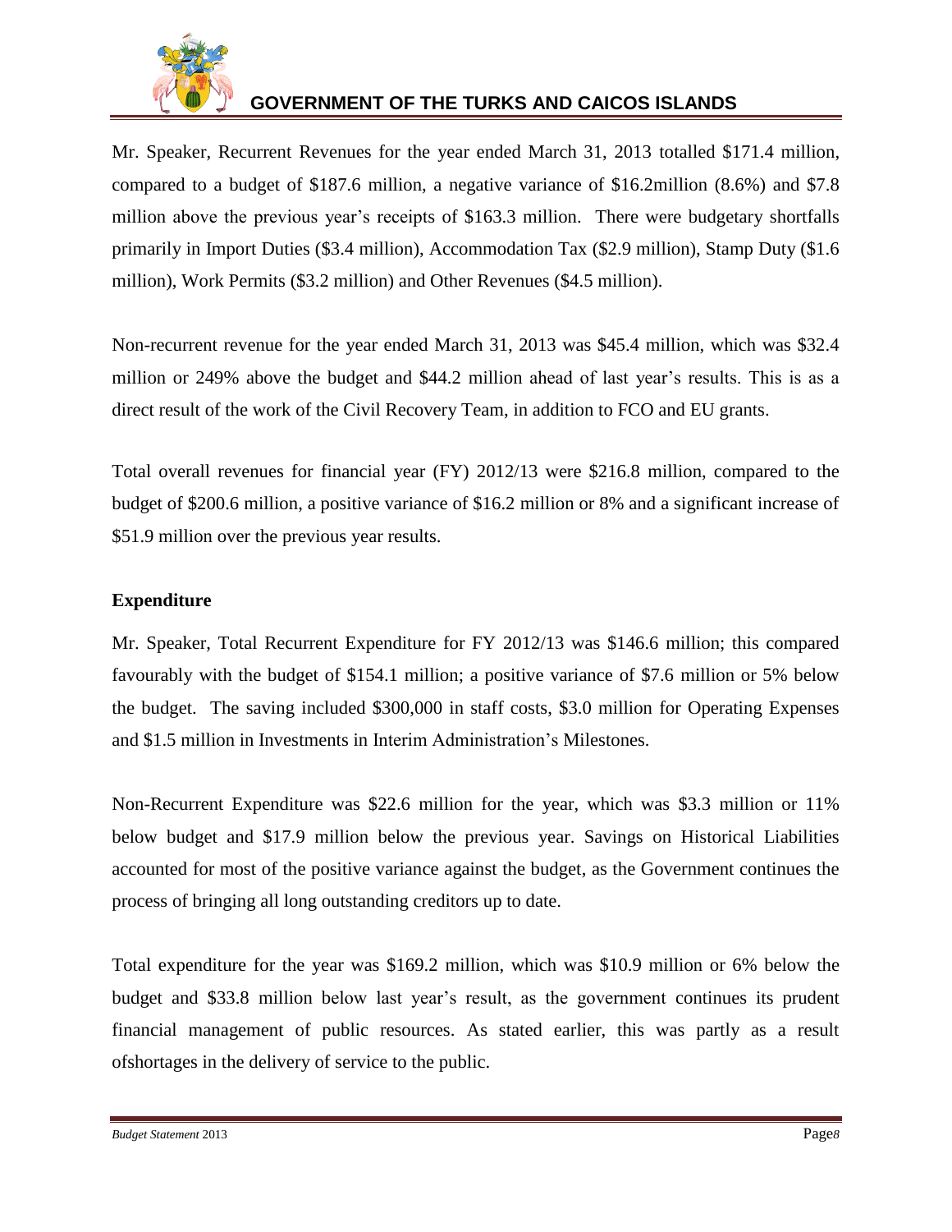Mr. Speaker, Recurrent Revenues for the year ended March 31, 2013 totalled $171.4 million, compared to a budget of $187.6 million, a negative variance of $16.2million (8.6%) and $7.8 million above the previous year's receipts of $163.3 million. There were budgetary shortfalls primarily in Import Duties ($3.4 million), Accommodation Tax ($2.9 million), Stamp Duty ($1.6 million), Work Permits ($3.2 million) and Other Revenues ($4.5 million).

Non-recurrent revenue for the year ended March 31, 2013 was $45.4 million, which was $32.4 million or 249% above the budget and $44.2 million ahead of last year's results. This is as a direct result of the work of the Civil Recovery Team, in addition to FCO and EU grants.

Total overall revenues for financial year (FY) 2012/13 were $216.8 million, compared to the budget of $200.6 million, a positive variance of $16.2 million or 8% and a significant increase of $51.9 million over the previous year results.

**Expenditure**

Mr. Speaker, Total Recurrent Expenditure for FY 2012/13 was $146.6 million; this compared favourably with the budget of $154.1 million; a positive variance of $7.6 million or 5% below the budget. The saving included $300,000 in staff costs, $3.0 million for Operating Expenses and $1.5 million in Investments in Interim Administration's Milestones.

Non-Recurrent Expenditure was $22.6 million for the year, which was $3.3 million or 11% below budget and $17.9 million below the previous year. Savings on Historical Liabilities accounted for most of the positive variance against the budget, as the Government continues the process of bringing all long outstanding creditors up to date.

Total expenditure for the year was $169.2 million, which was $10.9 million or 6% below the budget and $33.8 million below last year's result, as the government continues its prudent financial management of public resources. As stated earlier, this was partly as a result ofshortages in the delivery of service to the public.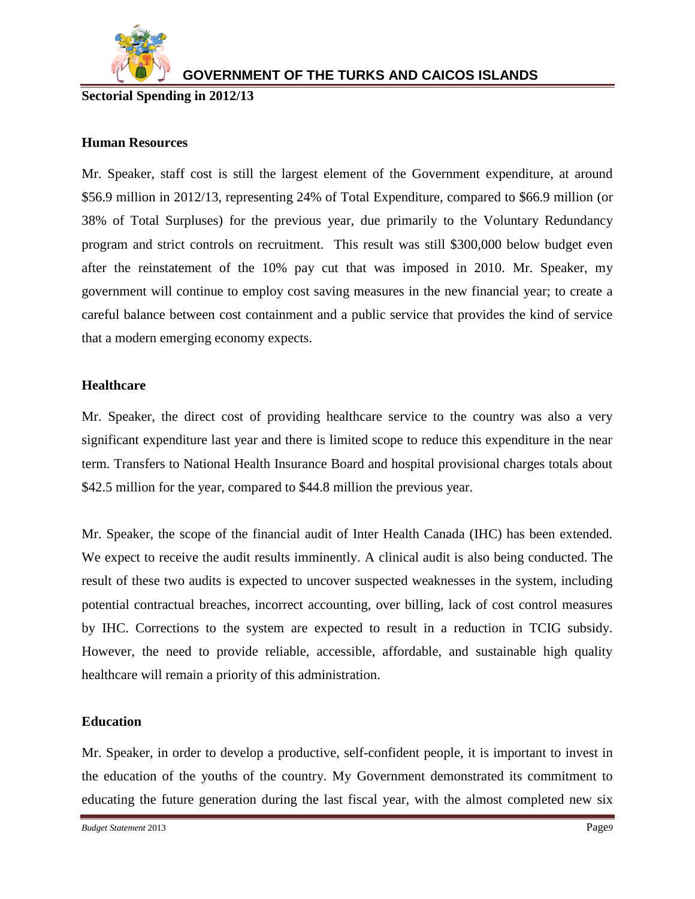## Sectorial Spending in 2012/13

### Human Resources

Mr. Speaker, staff cost is still the largest element of the Government expenditure, at around \$56.9 million in 2012/13, representing 24% of Total Expenditure, compared to \$66.9 million (or 38% of Total Surpluses) for the previous year, due primarily to the Voluntary Redundancy program and strict controls on recruitment. This result was still \$300,000 below budget even after the reinstatement of the 10% pay cut that was imposed in 2010. Mr. Speaker, my government will continue to employ cost saving measures in the new financial year; to create a careful balance between cost containment and a public service that provides the kind of service that a modern emerging economy expects.

### Healthcare

Mr. Speaker, the direct cost of providing healthcare service to the country was also a very significant expenditure last year and there is limited scope to reduce this expenditure in the near term. Transfers to National Health Insurance Board and hospital provisional charges totals about \$42.5 million for the year, compared to \$44.8 million the previous year.

Mr. Speaker, the scope of the financial audit of Inter Health Canada (IHC) has been extended. We expect to receive the audit results imminently. A clinical audit is also being conducted. The result of these two audits is expected to uncover suspected weaknesses in the system, including potential contractual breaches, incorrect accounting, over billing, lack of cost control measures by IHC. Corrections to the system are expected to result in a reduction in TCIG subsidy. However, the need to provide reliable, accessible, affordable, and sustainable high quality healthcare will remain a priority of this administration.

### Education

Mr. Speaker, in order to develop a productive, self-confident people, it is important to invest in the education of the youths of the country. My Government demonstrated its commitment to educating the future generation during the last fiscal year, with the almost completed new six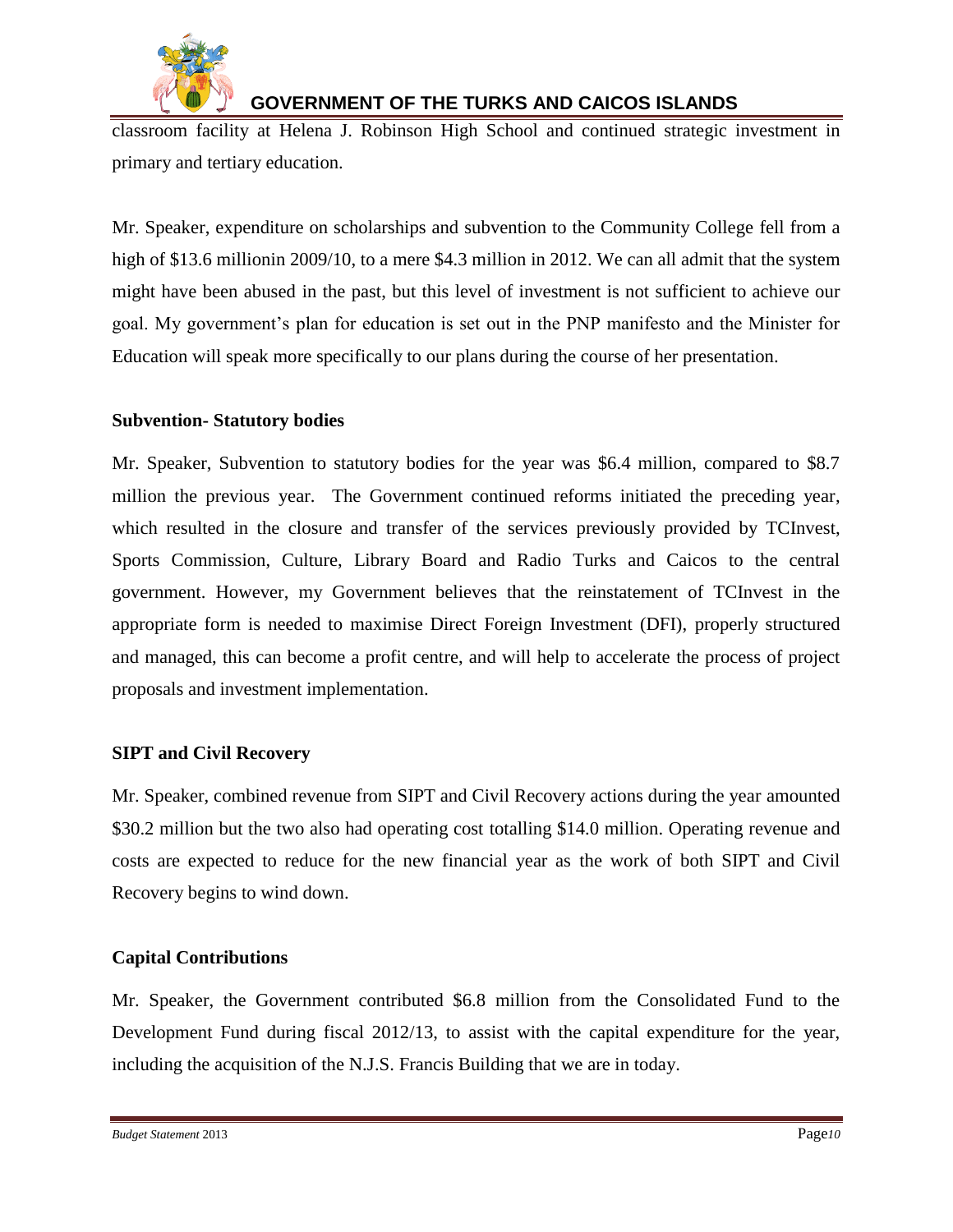classroom facility at Helena J. Robinson High School and continued strategic investment in primary and tertiary education.

Mr. Speaker, expenditure on scholarships and subvention to the Community College fell from a high of $13.6 millionin 2009/10, to a mere $4.3 million in 2012. We can all admit that the system might have been abused in the past, but this level of investment is not sufficient to achieve our goal. My government's plan for education is set out in the PNP manifesto and the Minister for Education will speak more specifically to our plans during the course of her presentation.

**Subvention- Statutory bodies**

Mr. Speaker, Subvention to statutory bodies for the year was $6.4 million, compared to $8.7 million the previous year. The Government continued reforms initiated the preceding year, which resulted in the closure and transfer of the services previously provided by TCInvest, Sports Commission, Culture, Library Board and Radio Turks and Caicos to the central government. However, my Government believes that the reinstatement of TCInvest in the appropriate form is needed to maximise Direct Foreign Investment (DFI), properly structured and managed, this can become a profit centre, and will help to accelerate the process of project proposals and investment implementation.

**SIPT and Civil Recovery**

Mr. Speaker, combined revenue from SIPT and Civil Recovery actions during the year amounted $30.2 million but the two also had operating cost totalling $14.0 million. Operating revenue and costs are expected to reduce for the new financial year as the work of both SIPT and Civil Recovery begins to wind down.

**Capital Contributions**

Mr. Speaker, the Government contributed $6.8 million from the Consolidated Fund to the Development Fund during fiscal 2012/13, to assist with the capital expenditure for the year, including the acquisition of the N.J.S. Francis Building that we are in today.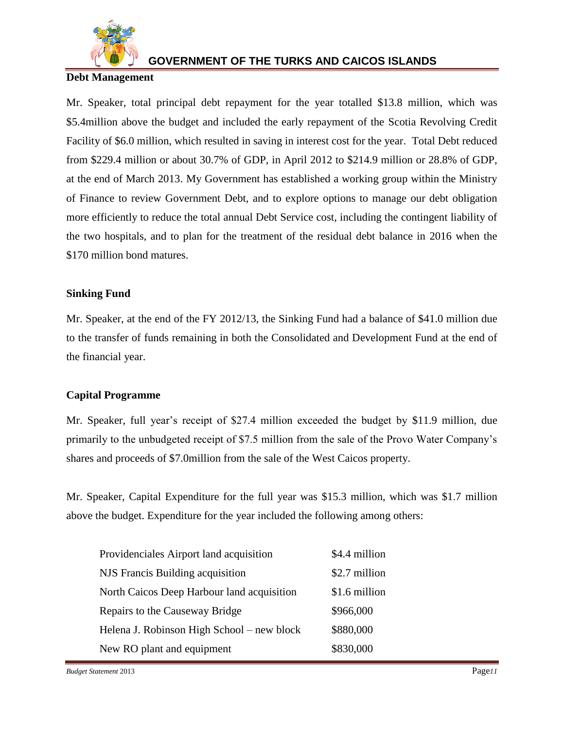## Debt Management

Mr. Speaker, total principal debt repayment for the year totalled $13.8 million, which was $5.4million above the budget and included the early repayment of the Scotia Revolving Credit Facility of $6.0 million, which resulted in saving in interest cost for the year. Total Debt reduced from $229.4 million or about 30.7% of GDP, in April 2012 to $214.9 million or 28.8% of GDP, at the end of March 2013. My Government has established a working group within the Ministry of Finance to review Government Debt, and to explore options to manage our debt obligation more efficiently to reduce the total annual Debt Service cost, including the contingent liability of the two hospitals, and to plan for the treatment of the residual debt balance in 2016 when the $170 million bond matures.

## Sinking Fund

Mr. Speaker, at the end of the FY 2012/13, the Sinking Fund had a balance of $41.0 million due to the transfer of funds remaining in both the Consolidated and Development Fund at the end of the financial year.

## Capital Programme

Mr. Speaker, full year's receipt of $27.4 million exceeded the budget by $11.9 million, due primarily to the unbudgeted receipt of $7.5 million from the sale of the Provo Water Company's shares and proceeds of $7.0million from the sale of the West Caicos property.

Mr. Speaker, Capital Expenditure for the full year was $15.3 million, which was $1.7 million above the budget. Expenditure for the year included the following among others:

| | |
|---|---|
| Providenciales Airport land acquisition | $4.4 million |
| NJS Francis Building acquisition | $2.7 million |
| North Caicos Deep Harbour land acquisition | $1.6 million |
| Repairs to the Causeway Bridge | $966,000 |
| Helena J. Robinson High School – new block | $880,000 |
| New RO plant and equipment | $830,000 |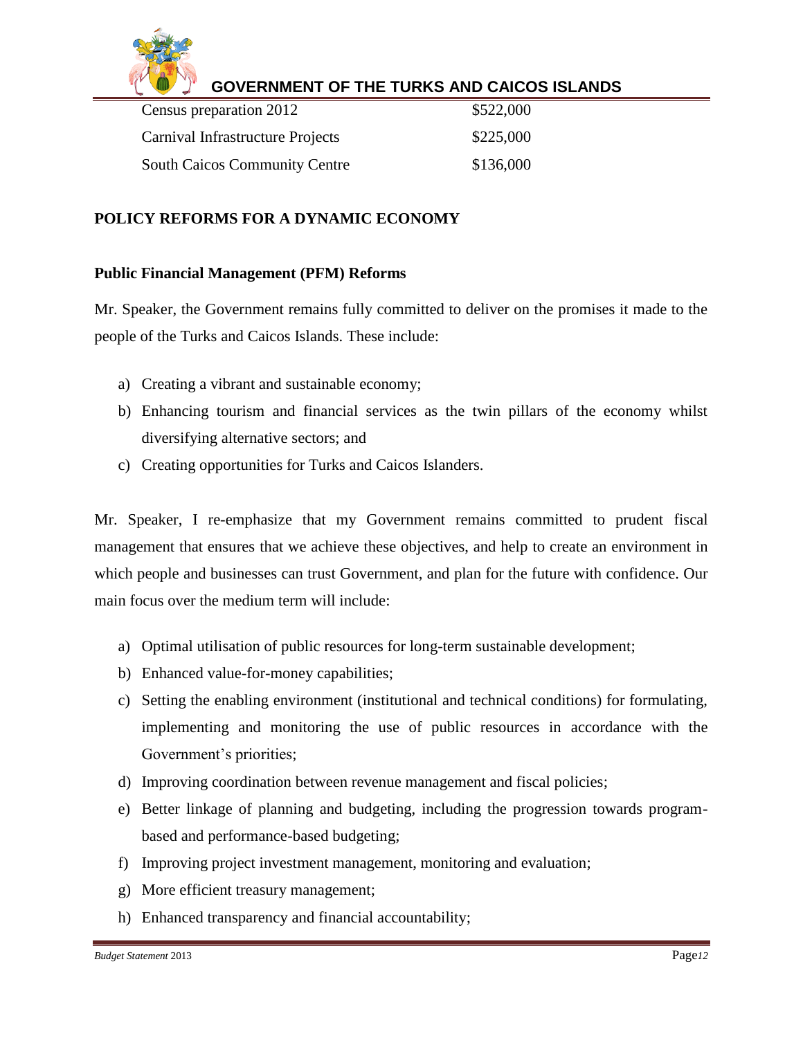| | |
|---|---|
| Census preparation 2012 | \$522,000 |
| Carnival Infrastructure Projects | \$225,000 |
| South Caicos Community Centre | \$136,000 |

## POLICY REFORMS FOR A DYNAMIC ECONOMY

### Public Financial Management (PFM) Reforms

Mr. Speaker, the Government remains fully committed to deliver on the promises it made to the people of the Turks and Caicos Islands. These include:

a) Creating a vibrant and sustainable economy;
b) Enhancing tourism and financial services as the twin pillars of the economy whilst diversifying alternative sectors; and
c) Creating opportunities for Turks and Caicos Islanders.

Mr. Speaker, I re-emphasize that my Government remains committed to prudent fiscal management that ensures that we achieve these objectives, and help to create an environment in which people and businesses can trust Government, and plan for the future with confidence. Our main focus over the medium term will include:

a) Optimal utilisation of public resources for long-term sustainable development;
b) Enhanced value-for-money capabilities;
c) Setting the enabling environment (institutional and technical conditions) for formulating, implementing and monitoring the use of public resources in accordance with the Government's priorities;
d) Improving coordination between revenue management and fiscal policies;
e) Better linkage of planning and budgeting, including the progression towards program-based and performance-based budgeting;
f) Improving project investment management, monitoring and evaluation;
g) More efficient treasury management;
h) Enhanced transparency and financial accountability;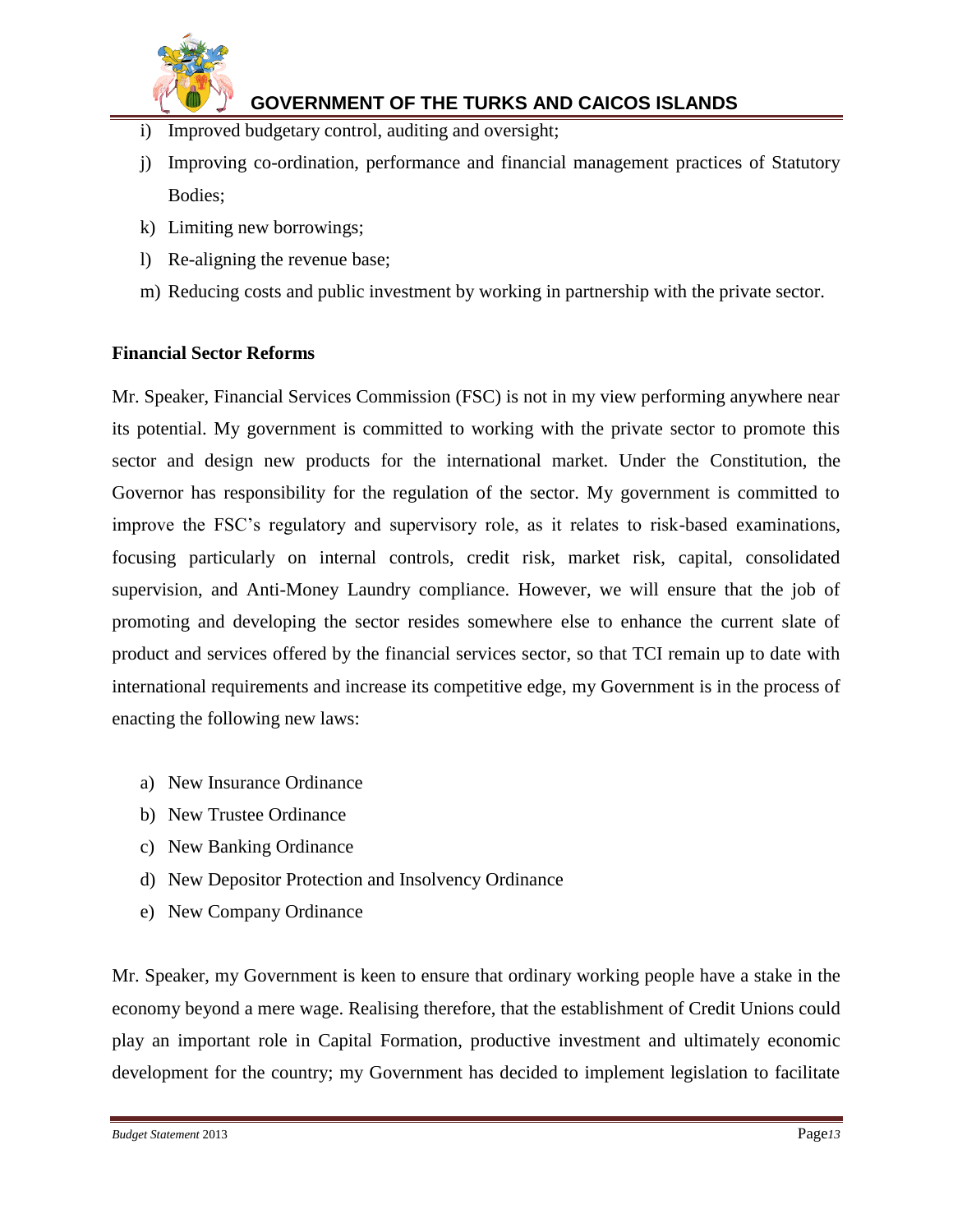i) Improved budgetary control, auditing and oversight;
j) Improving co-ordination, performance and financial management practices of Statutory Bodies;
k) Limiting new borrowings;
l) Re-aligning the revenue base;
m) Reducing costs and public investment by working in partnership with the private sector.

**Financial Sector Reforms**

Mr. Speaker, Financial Services Commission (FSC) is not in my view performing anywhere near its potential. My government is committed to working with the private sector to promote this sector and design new products for the international market. Under the Constitution, the Governor has responsibility for the regulation of the sector. My government is committed to improve the FSC's regulatory and supervisory role, as it relates to risk-based examinations, focusing particularly on internal controls, credit risk, market risk, capital, consolidated supervision, and Anti-Money Laundry compliance. However, we will ensure that the job of promoting and developing the sector resides somewhere else to enhance the current slate of product and services offered by the financial services sector, so that TCI remain up to date with international requirements and increase its competitive edge, my Government is in the process of enacting the following new laws:

a) New Insurance Ordinance
b) New Trustee Ordinance
c) New Banking Ordinance
d) New Depositor Protection and Insolvency Ordinance
e) New Company Ordinance

Mr. Speaker, my Government is keen to ensure that ordinary working people have a stake in the economy beyond a mere wage. Realising therefore, that the establishment of Credit Unions could play an important role in Capital Formation, productive investment and ultimately economic development for the country; my Government has decided to implement legislation to facilitate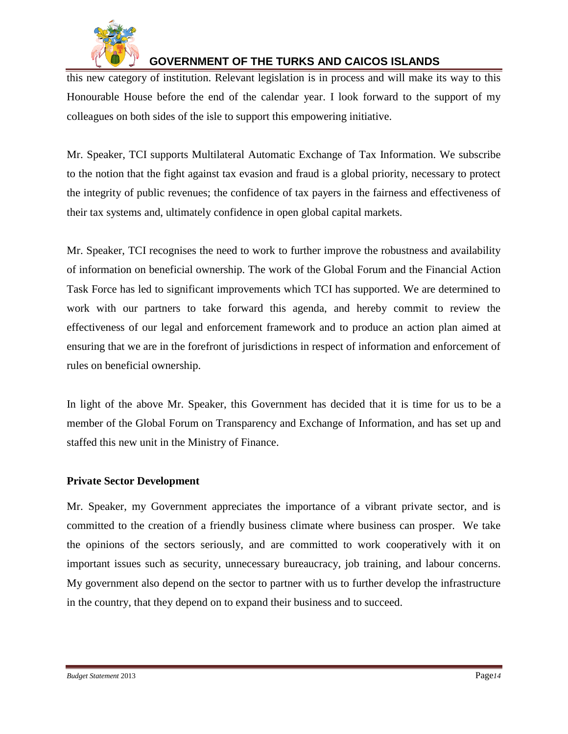this new category of institution. Relevant legislation is in process and will make its way to this Honourable House before the end of the calendar year. I look forward to the support of my colleagues on both sides of the isle to support this empowering initiative.

Mr. Speaker, TCI supports Multilateral Automatic Exchange of Tax Information. We subscribe to the notion that the fight against tax evasion and fraud is a global priority, necessary to protect the integrity of public revenues; the confidence of tax payers in the fairness and effectiveness of their tax systems and, ultimately confidence in open global capital markets.

Mr. Speaker, TCI recognises the need to work to further improve the robustness and availability of information on beneficial ownership. The work of the Global Forum and the Financial Action Task Force has led to significant improvements which TCI has supported. We are determined to work with our partners to take forward this agenda, and hereby commit to review the effectiveness of our legal and enforcement framework and to produce an action plan aimed at ensuring that we are in the forefront of jurisdictions in respect of information and enforcement of rules on beneficial ownership.

In light of the above Mr. Speaker, this Government has decided that it is time for us to be a member of the Global Forum on Transparency and Exchange of Information, and has set up and staffed this new unit in the Ministry of Finance.

**Private Sector Development**

Mr. Speaker, my Government appreciates the importance of a vibrant private sector, and is committed to the creation of a friendly business climate where business can prosper. We take the opinions of the sectors seriously, and are committed to work cooperatively with it on important issues such as security, unnecessary bureaucracy, job training, and labour concerns. My government also depend on the sector to partner with us to further develop the infrastructure in the country, that they depend on to expand their business and to succeed.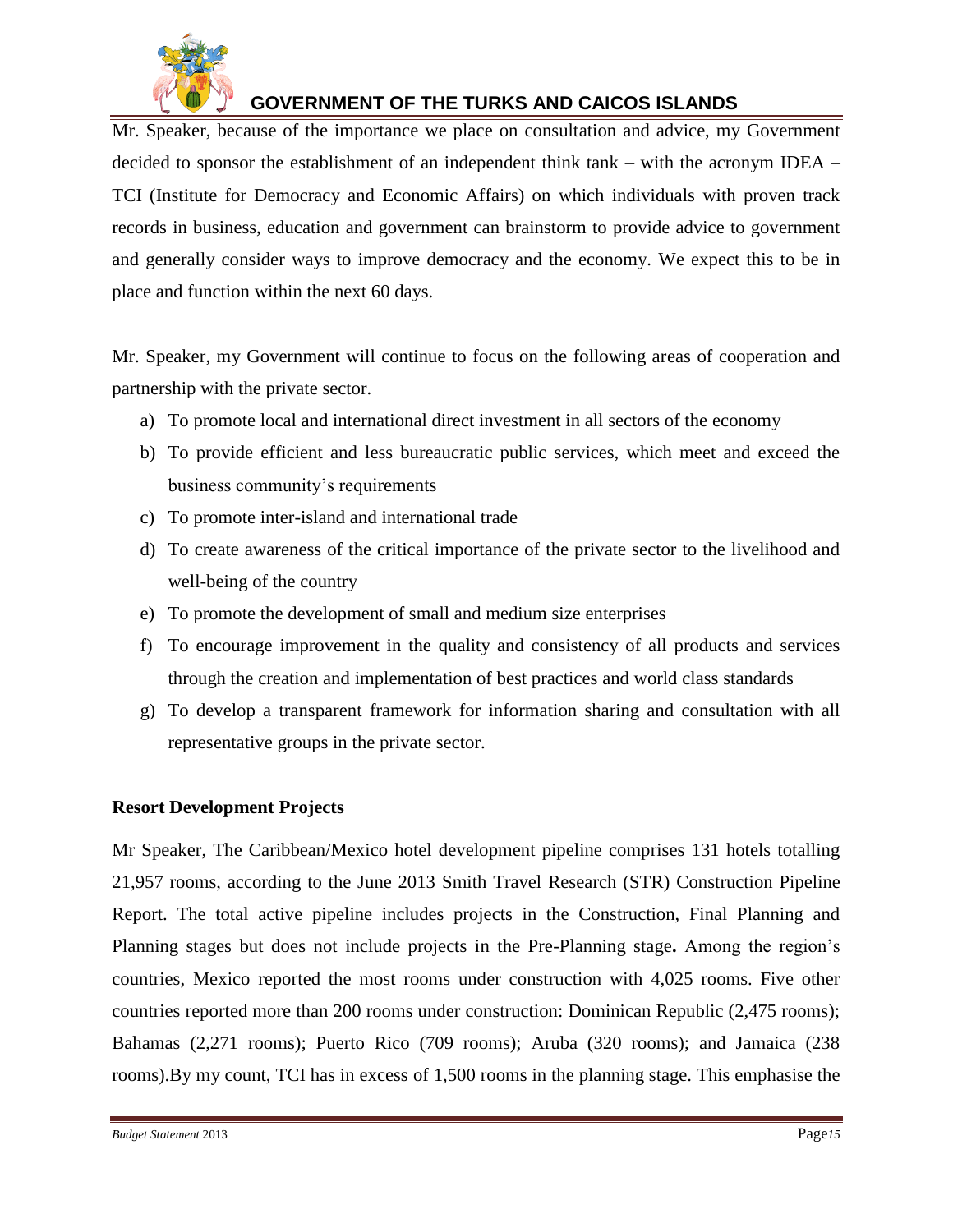Mr. Speaker, because of the importance we place on consultation and advice, my Government decided to sponsor the establishment of an independent think tank – with the acronym IDEA – TCI (Institute for Democracy and Economic Affairs) on which individuals with proven track records in business, education and government can brainstorm to provide advice to government and generally consider ways to improve democracy and the economy. We expect this to be in place and function within the next 60 days.

Mr. Speaker, my Government will continue to focus on the following areas of cooperation and partnership with the private sector.

a) To promote local and international direct investment in all sectors of the economy
b) To provide efficient and less bureaucratic public services, which meet and exceed the business community's requirements
c) To promote inter-island and international trade
d) To create awareness of the critical importance of the private sector to the livelihood and well-being of the country
e) To promote the development of small and medium size enterprises
f) To encourage improvement in the quality and consistency of all products and services through the creation and implementation of best practices and world class standards
g) To develop a transparent framework for information sharing and consultation with all representative groups in the private sector.

**Resort Development Projects**

Mr Speaker, The Caribbean/Mexico hotel development pipeline comprises 131 hotels totalling 21,957 rooms, according to the June 2013 Smith Travel Research (STR) Construction Pipeline Report. The total active pipeline includes projects in the Construction, Final Planning and Planning stages but does not include projects in the Pre-Planning stage**.** Among the region's countries, Mexico reported the most rooms under construction with 4,025 rooms. Five other countries reported more than 200 rooms under construction: Dominican Republic (2,475 rooms); Bahamas (2,271 rooms); Puerto Rico (709 rooms); Aruba (320 rooms); and Jamaica (238 rooms).By my count, TCI has in excess of 1,500 rooms in the planning stage. This emphasise the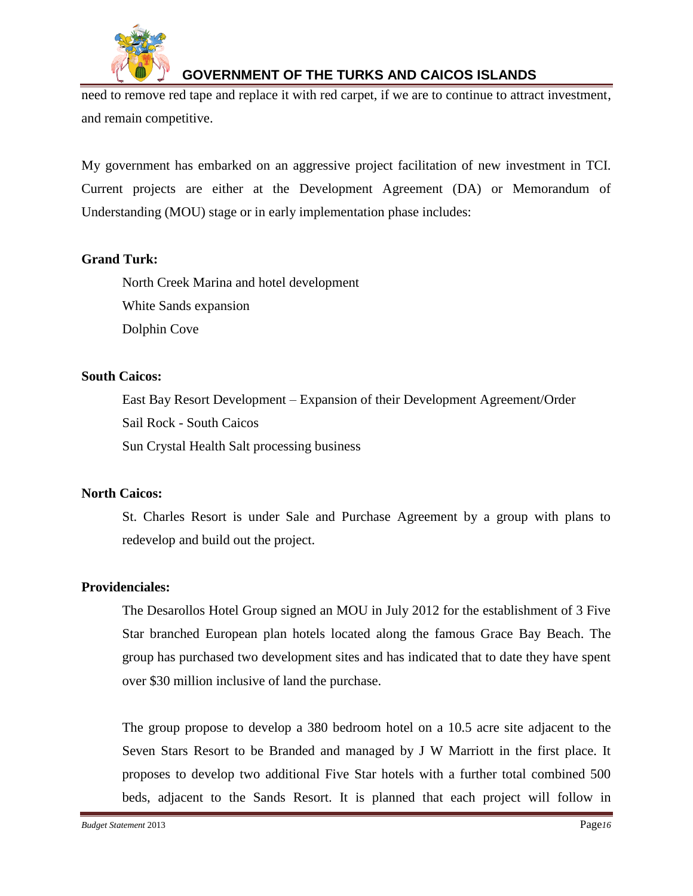need to remove red tape and replace it with red carpet, if we are to continue to attract investment, and remain competitive.

My government has embarked on an aggressive project facilitation of new investment in TCI. Current projects are either at the Development Agreement (DA) or Memorandum of Understanding (MOU) stage or in early implementation phase includes:

**Grand Turk:**

North Creek Marina and hotel development
White Sands expansion
Dolphin Cove

**South Caicos:**

East Bay Resort Development – Expansion of their Development Agreement/Order
Sail Rock - South Caicos
Sun Crystal Health Salt processing business

**North Caicos:**

St. Charles Resort is under Sale and Purchase Agreement by a group with plans to redevelop and build out the project.

**Providenciales:**

The Desarollos Hotel Group signed an MOU in July 2012 for the establishment of 3 Five Star branched European plan hotels located along the famous Grace Bay Beach. The group has purchased two development sites and has indicated that to date they have spent over $30 million inclusive of land the purchase.

The group propose to develop a 380 bedroom hotel on a 10.5 acre site adjacent to the Seven Stars Resort to be Branded and managed by J W Marriott in the first place. It proposes to develop two additional Five Star hotels with a further total combined 500 beds, adjacent to the Sands Resort. It is planned that each project will follow in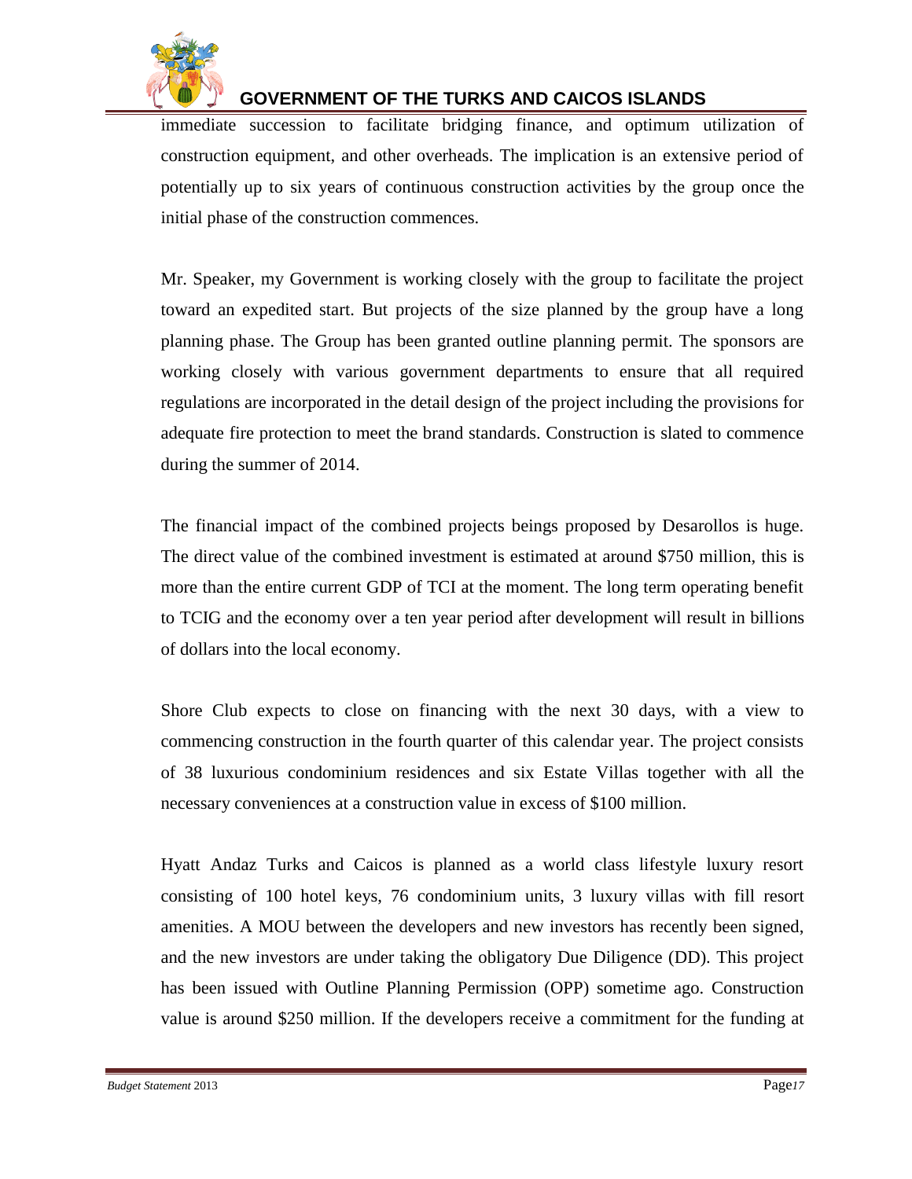immediate succession to facilitate bridging finance, and optimum utilization of construction equipment, and other overheads. The implication is an extensive period of potentially up to six years of continuous construction activities by the group once the initial phase of the construction commences.

Mr. Speaker, my Government is working closely with the group to facilitate the project toward an expedited start. But projects of the size planned by the group have a long planning phase. The Group has been granted outline planning permit. The sponsors are working closely with various government departments to ensure that all required regulations are incorporated in the detail design of the project including the provisions for adequate fire protection to meet the brand standards. Construction is slated to commence during the summer of 2014.

The financial impact of the combined projects beings proposed by Desarollos is huge. The direct value of the combined investment is estimated at around $750 million, this is more than the entire current GDP of TCI at the moment. The long term operating benefit to TCIG and the economy over a ten year period after development will result in billions of dollars into the local economy.

Shore Club expects to close on financing with the next 30 days, with a view to commencing construction in the fourth quarter of this calendar year. The project consists of 38 luxurious condominium residences and six Estate Villas together with all the necessary conveniences at a construction value in excess of $100 million.

Hyatt Andaz Turks and Caicos is planned as a world class lifestyle luxury resort consisting of 100 hotel keys, 76 condominium units, 3 luxury villas with fill resort amenities. A MOU between the developers and new investors has recently been signed, and the new investors are under taking the obligatory Due Diligence (DD). This project has been issued with Outline Planning Permission (OPP) sometime ago. Construction value is around $250 million. If the developers receive a commitment for the funding at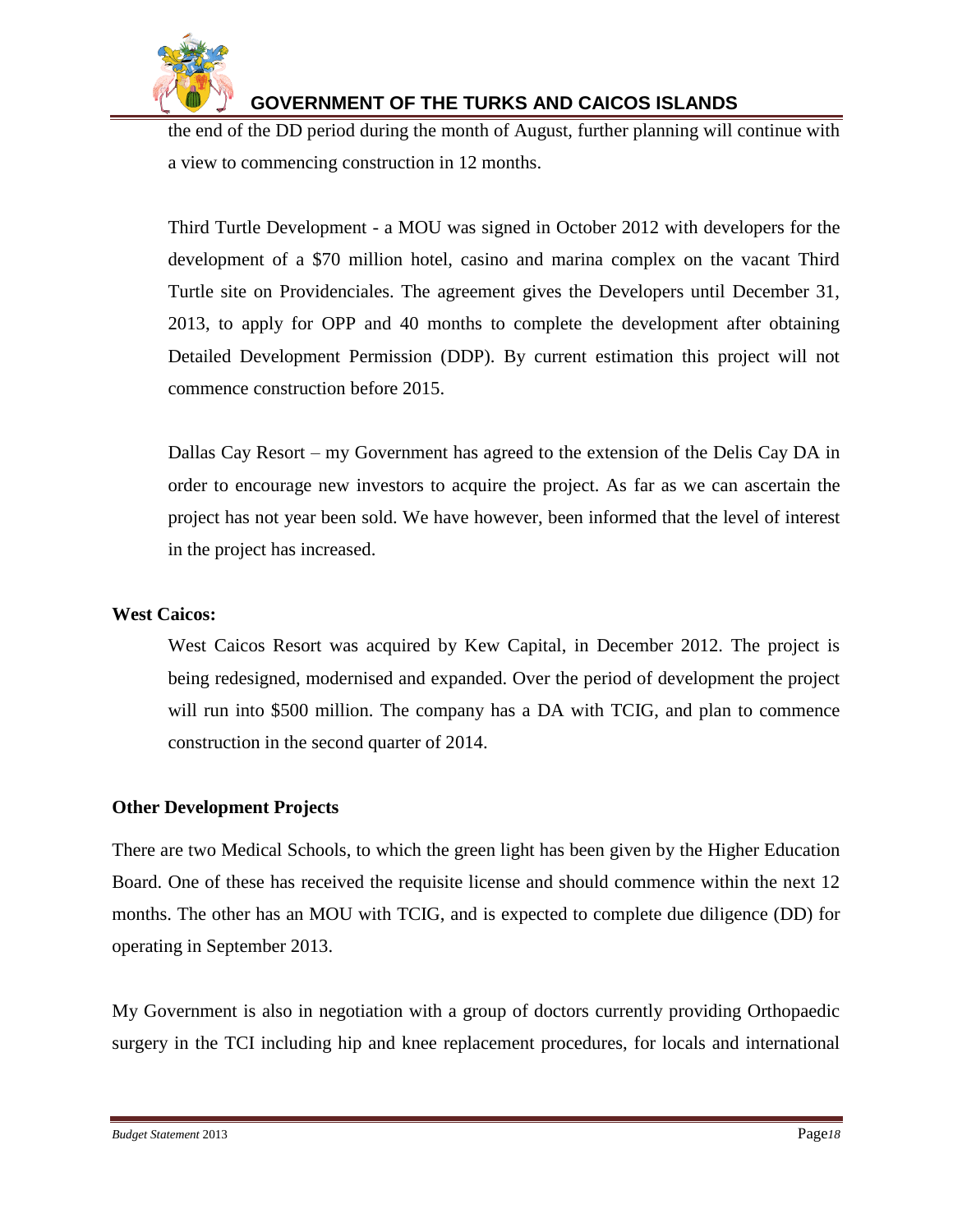the end of the DD period during the month of August, further planning will continue with a view to commencing construction in 12 months.

Third Turtle Development - a MOU was signed in October 2012 with developers for the development of a $70 million hotel, casino and marina complex on the vacant Third Turtle site on Providenciales. The agreement gives the Developers until December 31, 2013, to apply for OPP and 40 months to complete the development after obtaining Detailed Development Permission (DDP). By current estimation this project will not commence construction before 2015.

Dallas Cay Resort – my Government has agreed to the extension of the Delis Cay DA in order to encourage new investors to acquire the project. As far as we can ascertain the project has not year been sold. We have however, been informed that the level of interest in the project has increased.

**West Caicos:**

West Caicos Resort was acquired by Kew Capital, in December 2012. The project is being redesigned, modernised and expanded. Over the period of development the project will run into $500 million. The company has a DA with TCIG, and plan to commence construction in the second quarter of 2014.

**Other Development Projects**

There are two Medical Schools, to which the green light has been given by the Higher Education Board. One of these has received the requisite license and should commence within the next 12 months. The other has an MOU with TCIG, and is expected to complete due diligence (DD) for operating in September 2013.

My Government is also in negotiation with a group of doctors currently providing Orthopaedic surgery in the TCI including hip and knee replacement procedures, for locals and international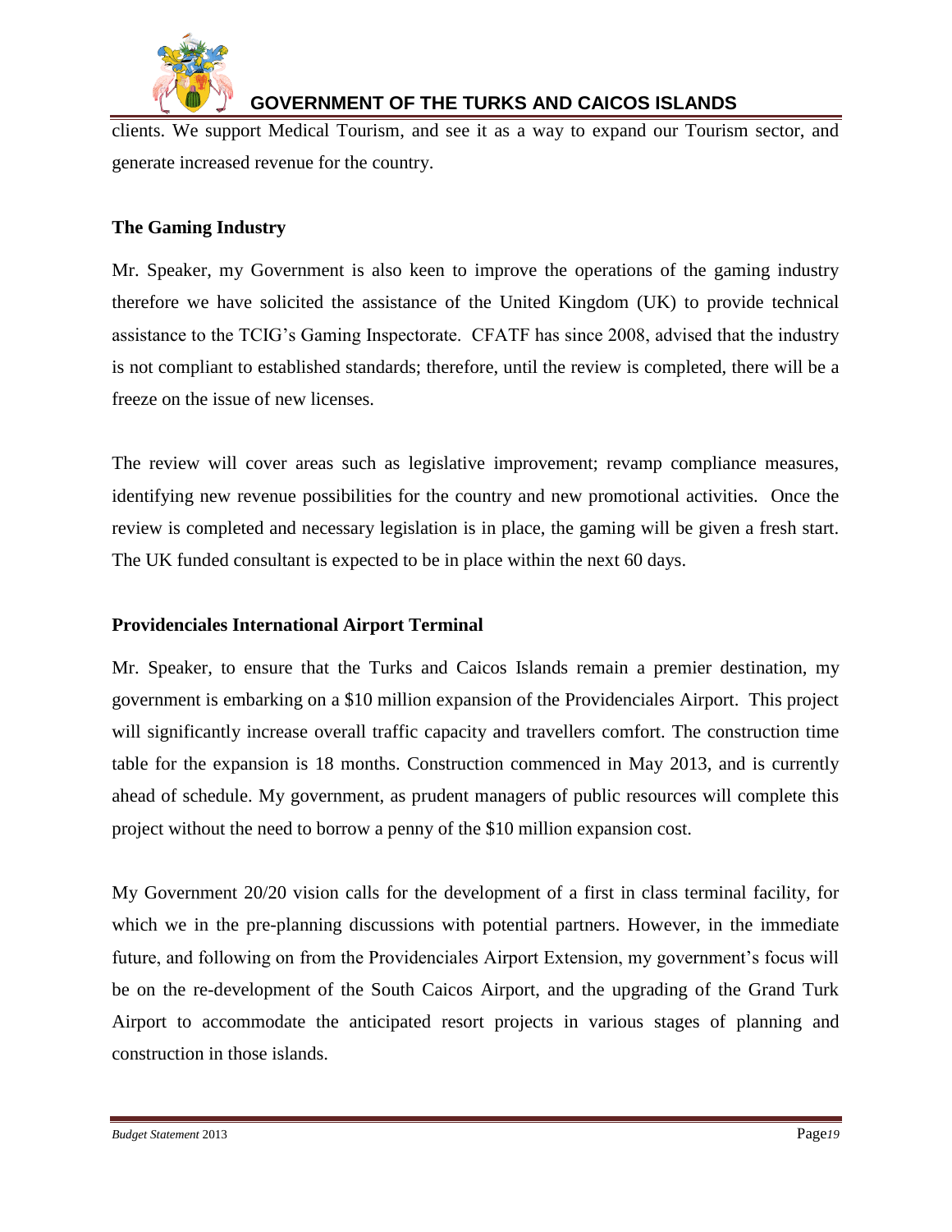clients. We support Medical Tourism, and see it as a way to expand our Tourism sector, and generate increased revenue for the country.

**The Gaming Industry**

Mr. Speaker, my Government is also keen to improve the operations of the gaming industry therefore we have solicited the assistance of the United Kingdom (UK) to provide technical assistance to the TCIG's Gaming Inspectorate. CFATF has since 2008, advised that the industry is not compliant to established standards; therefore, until the review is completed, there will be a freeze on the issue of new licenses.

The review will cover areas such as legislative improvement; revamp compliance measures, identifying new revenue possibilities for the country and new promotional activities. Once the review is completed and necessary legislation is in place, the gaming will be given a fresh start. The UK funded consultant is expected to be in place within the next 60 days.

**Providenciales International Airport Terminal**

Mr. Speaker, to ensure that the Turks and Caicos Islands remain a premier destination, my government is embarking on a $10 million expansion of the Providenciales Airport. This project will significantly increase overall traffic capacity and travellers comfort. The construction time table for the expansion is 18 months. Construction commenced in May 2013, and is currently ahead of schedule. My government, as prudent managers of public resources will complete this project without the need to borrow a penny of the $10 million expansion cost.

My Government 20/20 vision calls for the development of a first in class terminal facility, for which we in the pre-planning discussions with potential partners. However, in the immediate future, and following on from the Providenciales Airport Extension, my government's focus will be on the re-development of the South Caicos Airport, and the upgrading of the Grand Turk Airport to accommodate the anticipated resort projects in various stages of planning and construction in those islands.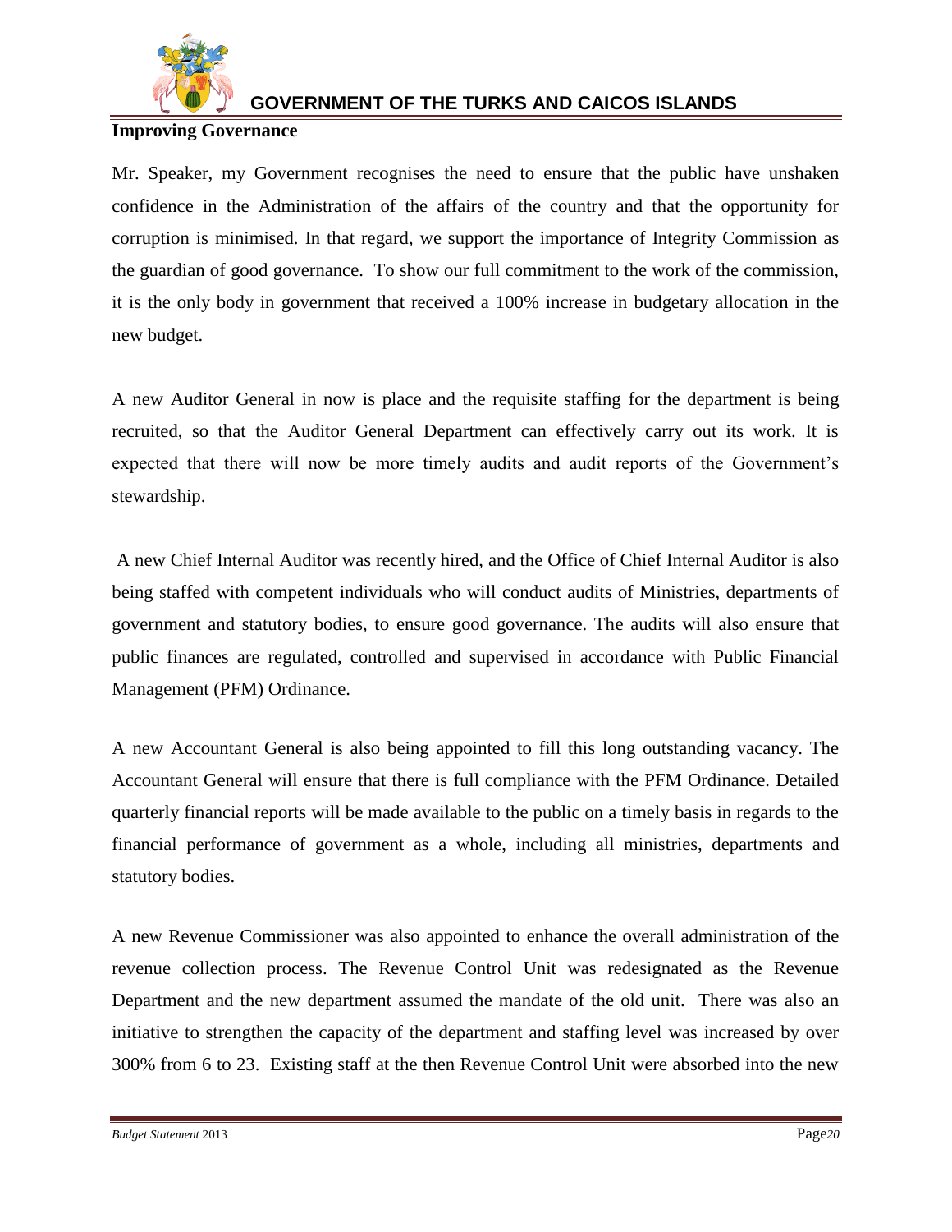**Improving Governance**

Mr. Speaker, my Government recognises the need to ensure that the public have unshaken confidence in the Administration of the affairs of the country and that the opportunity for corruption is minimised. In that regard, we support the importance of Integrity Commission as the guardian of good governance. To show our full commitment to the work of the commission, it is the only body in government that received a 100% increase in budgetary allocation in the new budget.

A new Auditor General in now is place and the requisite staffing for the department is being recruited, so that the Auditor General Department can effectively carry out its work. It is expected that there will now be more timely audits and audit reports of the Government's stewardship.

A new Chief Internal Auditor was recently hired, and the Office of Chief Internal Auditor is also being staffed with competent individuals who will conduct audits of Ministries, departments of government and statutory bodies, to ensure good governance. The audits will also ensure that public finances are regulated, controlled and supervised in accordance with Public Financial Management (PFM) Ordinance.

A new Accountant General is also being appointed to fill this long outstanding vacancy. The Accountant General will ensure that there is full compliance with the PFM Ordinance. Detailed quarterly financial reports will be made available to the public on a timely basis in regards to the financial performance of government as a whole, including all ministries, departments and statutory bodies.

A new Revenue Commissioner was also appointed to enhance the overall administration of the revenue collection process. The Revenue Control Unit was redesignated as the Revenue Department and the new department assumed the mandate of the old unit. There was also an initiative to strengthen the capacity of the department and staffing level was increased by over 300% from 6 to 23. Existing staff at the then Revenue Control Unit were absorbed into the new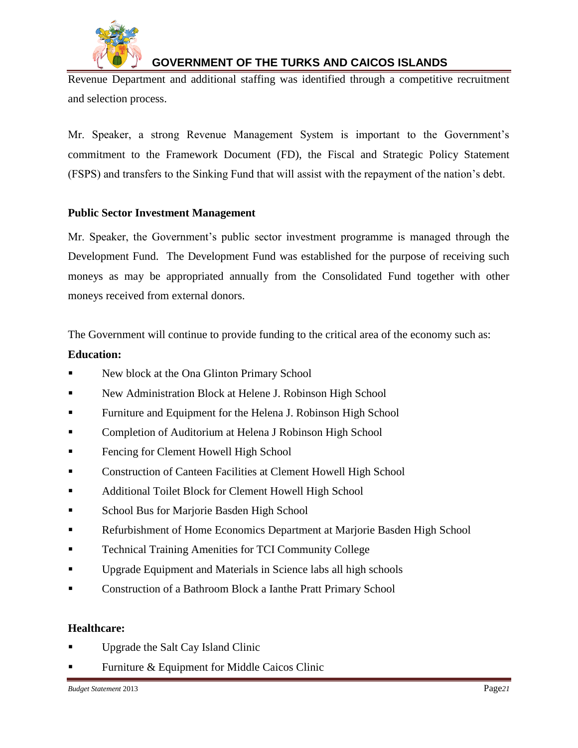Revenue Department and additional staffing was identified through a competitive recruitment and selection process.

Mr. Speaker, a strong Revenue Management System is important to the Government's commitment to the Framework Document (FD), the Fiscal and Strategic Policy Statement (FSPS) and transfers to the Sinking Fund that will assist with the repayment of the nation's debt.

**Public Sector Investment Management**

Mr. Speaker, the Government's public sector investment programme is managed through the Development Fund. The Development Fund was established for the purpose of receiving such moneys as may be appropriated annually from the Consolidated Fund together with other moneys received from external donors.

The Government will continue to provide funding to the critical area of the economy such as:

**Education:**

- New block at the Ona Glinton Primary School
- New Administration Block at Helene J. Robinson High School
- Furniture and Equipment for the Helena J. Robinson High School
- Completion of Auditorium at Helena J Robinson High School
- Fencing for Clement Howell High School
- Construction of Canteen Facilities at Clement Howell High School
- Additional Toilet Block for Clement Howell High School
- School Bus for Marjorie Basden High School
- Refurbishment of Home Economics Department at Marjorie Basden High School
- Technical Training Amenities for TCI Community College
- Upgrade Equipment and Materials in Science labs all high schools
- Construction of a Bathroom Block a Ianthe Pratt Primary School

**Healthcare:**

- Upgrade the Salt Cay Island Clinic
- Furniture & Equipment for Middle Caicos Clinic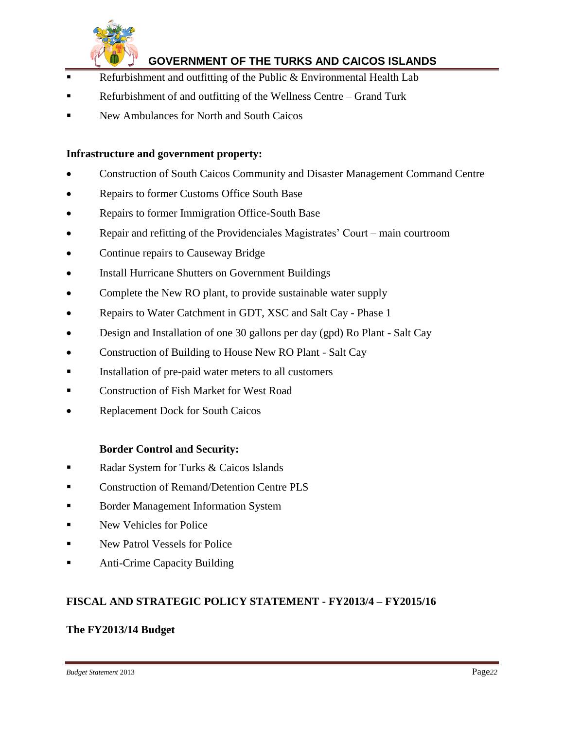- Refurbishment and outfitting of the Public & Environmental Health Lab
- Refurbishment of and outfitting of the Wellness Centre – Grand Turk
- New Ambulances for North and South Caicos

**Infrastructure and government property:**

- Construction of South Caicos Community and Disaster Management Command Centre
- Repairs to former Customs Office South Base
- Repairs to former Immigration Office-South Base
- Repair and refitting of the Providenciales Magistrates' Court – main courtroom
- Continue repairs to Causeway Bridge
- Install Hurricane Shutters on Government Buildings
- Complete the New RO plant, to provide sustainable water supply
- Repairs to Water Catchment in GDT, XSC and Salt Cay - Phase 1
- Design and Installation of one 30 gallons per day (gpd) Ro Plant - Salt Cay
- Construction of Building to House New RO Plant - Salt Cay
- Installation of pre-paid water meters to all customers
- Construction of Fish Market for West Road
- Replacement Dock for South Caicos

**Border Control and Security:**

- Radar System for Turks & Caicos Islands
- Construction of Remand/Detention Centre PLS
- Border Management Information System
- New Vehicles for Police
- New Patrol Vessels for Police
- Anti-Crime Capacity Building

## FISCAL AND STRATEGIC POLICY STATEMENT - FY2013/4 – FY2015/16

### The FY2013/14 Budget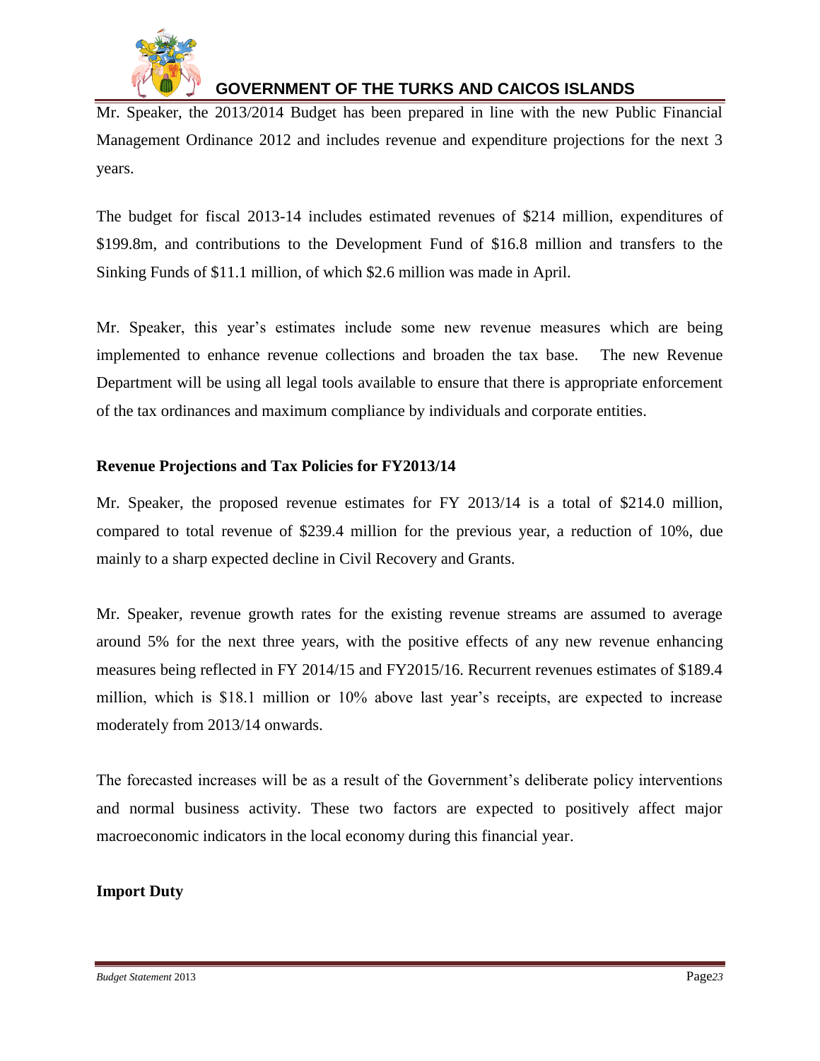Mr. Speaker, the 2013/2014 Budget has been prepared in line with the new Public Financial Management Ordinance 2012 and includes revenue and expenditure projections for the next 3 years.

The budget for fiscal 2013-14 includes estimated revenues of $214 million, expenditures of $199.8m, and contributions to the Development Fund of $16.8 million and transfers to the Sinking Funds of $11.1 million, of which $2.6 million was made in April.

Mr. Speaker, this year's estimates include some new revenue measures which are being implemented to enhance revenue collections and broaden the tax base. The new Revenue Department will be using all legal tools available to ensure that there is appropriate enforcement of the tax ordinances and maximum compliance by individuals and corporate entities.

**Revenue Projections and Tax Policies for FY2013/14**

Mr. Speaker, the proposed revenue estimates for FY 2013/14 is a total of $214.0 million, compared to total revenue of $239.4 million for the previous year, a reduction of 10%, due mainly to a sharp expected decline in Civil Recovery and Grants.

Mr. Speaker, revenue growth rates for the existing revenue streams are assumed to average around 5% for the next three years, with the positive effects of any new revenue enhancing measures being reflected in FY 2014/15 and FY2015/16. Recurrent revenues estimates of $189.4 million, which is $18.1 million or 10% above last year's receipts, are expected to increase moderately from 2013/14 onwards.

The forecasted increases will be as a result of the Government's deliberate policy interventions and normal business activity. These two factors are expected to positively affect major macroeconomic indicators in the local economy during this financial year.

**Import Duty**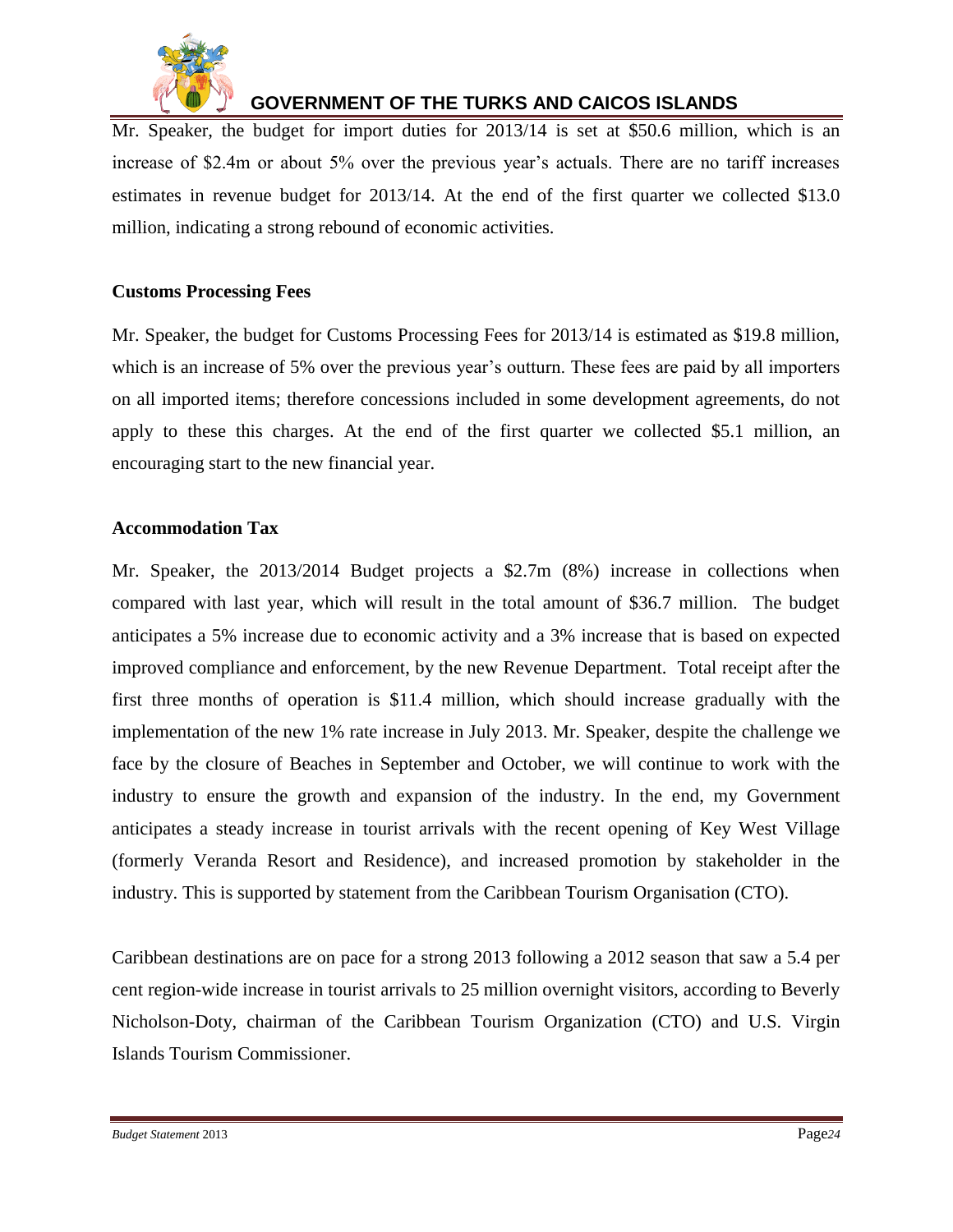Mr. Speaker, the budget for import duties for 2013/14 is set at $50.6 million, which is an increase of $2.4m or about 5% over the previous year's actuals. There are no tariff increases estimates in revenue budget for 2013/14. At the end of the first quarter we collected $13.0 million, indicating a strong rebound of economic activities.

**Customs Processing Fees**

Mr. Speaker, the budget for Customs Processing Fees for 2013/14 is estimated as $19.8 million, which is an increase of 5% over the previous year's outturn. These fees are paid by all importers on all imported items; therefore concessions included in some development agreements, do not apply to these this charges. At the end of the first quarter we collected $5.1 million, an encouraging start to the new financial year.

**Accommodation Tax**

Mr. Speaker, the 2013/2014 Budget projects a $2.7m (8%) increase in collections when compared with last year, which will result in the total amount of $36.7 million. The budget anticipates a 5% increase due to economic activity and a 3% increase that is based on expected improved compliance and enforcement, by the new Revenue Department. Total receipt after the first three months of operation is $11.4 million, which should increase gradually with the implementation of the new 1% rate increase in July 2013. Mr. Speaker, despite the challenge we face by the closure of Beaches in September and October, we will continue to work with the industry to ensure the growth and expansion of the industry. In the end, my Government anticipates a steady increase in tourist arrivals with the recent opening of Key West Village (formerly Veranda Resort and Residence), and increased promotion by stakeholder in the industry. This is supported by statement from the Caribbean Tourism Organisation (CTO).

Caribbean destinations are on pace for a strong 2013 following a 2012 season that saw a 5.4 per cent region-wide increase in tourist arrivals to 25 million overnight visitors, according to Beverly Nicholson-Doty, chairman of the Caribbean Tourism Organization (CTO) and U.S. Virgin Islands Tourism Commissioner.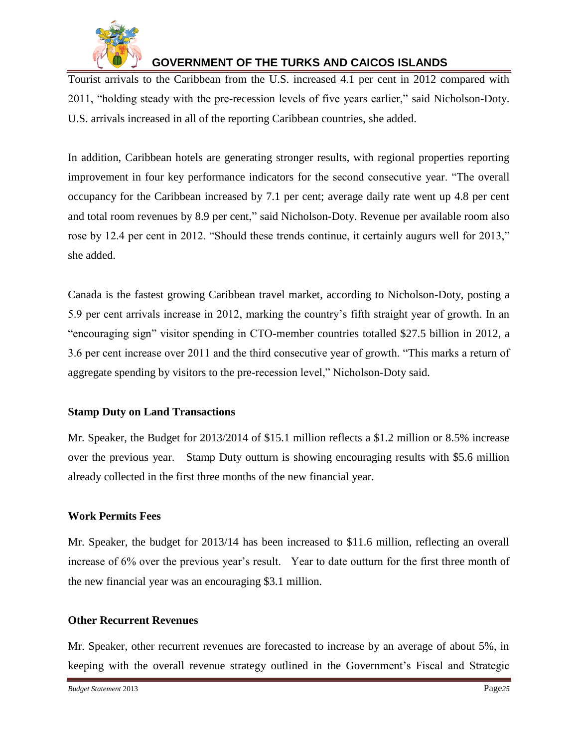Tourist arrivals to the Caribbean from the U.S. increased 4.1 per cent in 2012 compared with 2011, "holding steady with the pre-recession levels of five years earlier," said Nicholson-Doty. U.S. arrivals increased in all of the reporting Caribbean countries, she added.

In addition, Caribbean hotels are generating stronger results, with regional properties reporting improvement in four key performance indicators for the second consecutive year. "The overall occupancy for the Caribbean increased by 7.1 per cent; average daily rate went up 4.8 per cent and total room revenues by 8.9 per cent," said Nicholson-Doty. Revenue per available room also rose by 12.4 per cent in 2012. "Should these trends continue, it certainly augurs well for 2013," she added.

Canada is the fastest growing Caribbean travel market, according to Nicholson-Doty, posting a 5.9 per cent arrivals increase in 2012, marking the country's fifth straight year of growth. In an "encouraging sign" visitor spending in CTO-member countries totalled $27.5 billion in 2012, a 3.6 per cent increase over 2011 and the third consecutive year of growth. "This marks a return of aggregate spending by visitors to the pre-recession level," Nicholson-Doty said.

**Stamp Duty on Land Transactions**

Mr. Speaker, the Budget for 2013/2014 of $15.1 million reflects a $1.2 million or 8.5% increase over the previous year. Stamp Duty outturn is showing encouraging results with $5.6 million already collected in the first three months of the new financial year.

**Work Permits Fees**

Mr. Speaker, the budget for 2013/14 has been increased to $11.6 million, reflecting an overall increase of 6% over the previous year's result. Year to date outturn for the first three month of the new financial year was an encouraging $3.1 million.

**Other Recurrent Revenues**

Mr. Speaker, other recurrent revenues are forecasted to increase by an average of about 5%, in keeping with the overall revenue strategy outlined in the Government's Fiscal and Strategic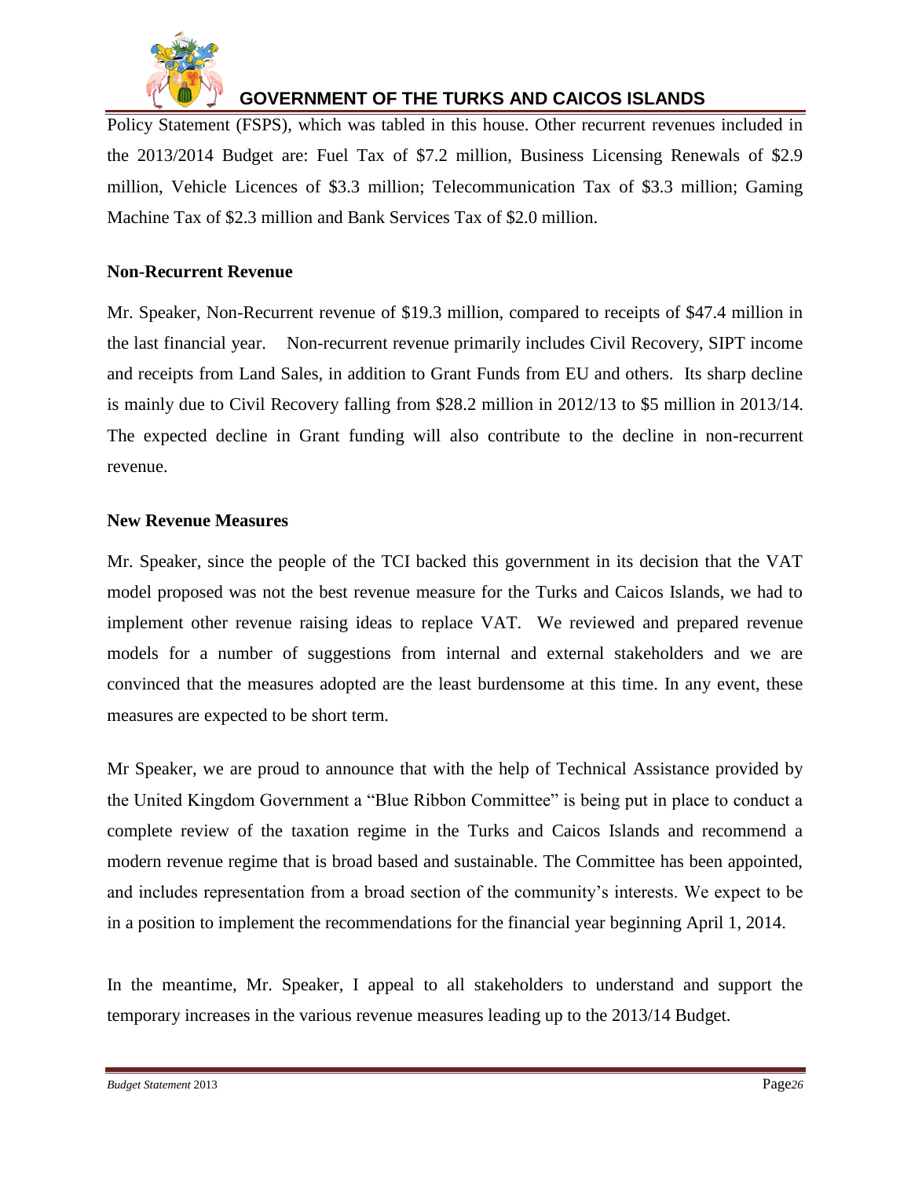Policy Statement (FSPS), which was tabled in this house. Other recurrent revenues included in the 2013/2014 Budget are: Fuel Tax of $7.2 million, Business Licensing Renewals of $2.9 million, Vehicle Licences of $3.3 million; Telecommunication Tax of $3.3 million; Gaming Machine Tax of $2.3 million and Bank Services Tax of $2.0 million.

**Non-Recurrent Revenue**

Mr. Speaker, Non-Recurrent revenue of $19.3 million, compared to receipts of $47.4 million in the last financial year. Non-recurrent revenue primarily includes Civil Recovery, SIPT income and receipts from Land Sales, in addition to Grant Funds from EU and others. Its sharp decline is mainly due to Civil Recovery falling from $28.2 million in 2012/13 to $5 million in 2013/14. The expected decline in Grant funding will also contribute to the decline in non-recurrent revenue.

**New Revenue Measures**

Mr. Speaker, since the people of the TCI backed this government in its decision that the VAT model proposed was not the best revenue measure for the Turks and Caicos Islands, we had to implement other revenue raising ideas to replace VAT. We reviewed and prepared revenue models for a number of suggestions from internal and external stakeholders and we are convinced that the measures adopted are the least burdensome at this time. In any event, these measures are expected to be short term.

Mr Speaker, we are proud to announce that with the help of Technical Assistance provided by the United Kingdom Government a "Blue Ribbon Committee" is being put in place to conduct a complete review of the taxation regime in the Turks and Caicos Islands and recommend a modern revenue regime that is broad based and sustainable. The Committee has been appointed, and includes representation from a broad section of the community's interests. We expect to be in a position to implement the recommendations for the financial year beginning April 1, 2014.

In the meantime, Mr. Speaker, I appeal to all stakeholders to understand and support the temporary increases in the various revenue measures leading up to the 2013/14 Budget.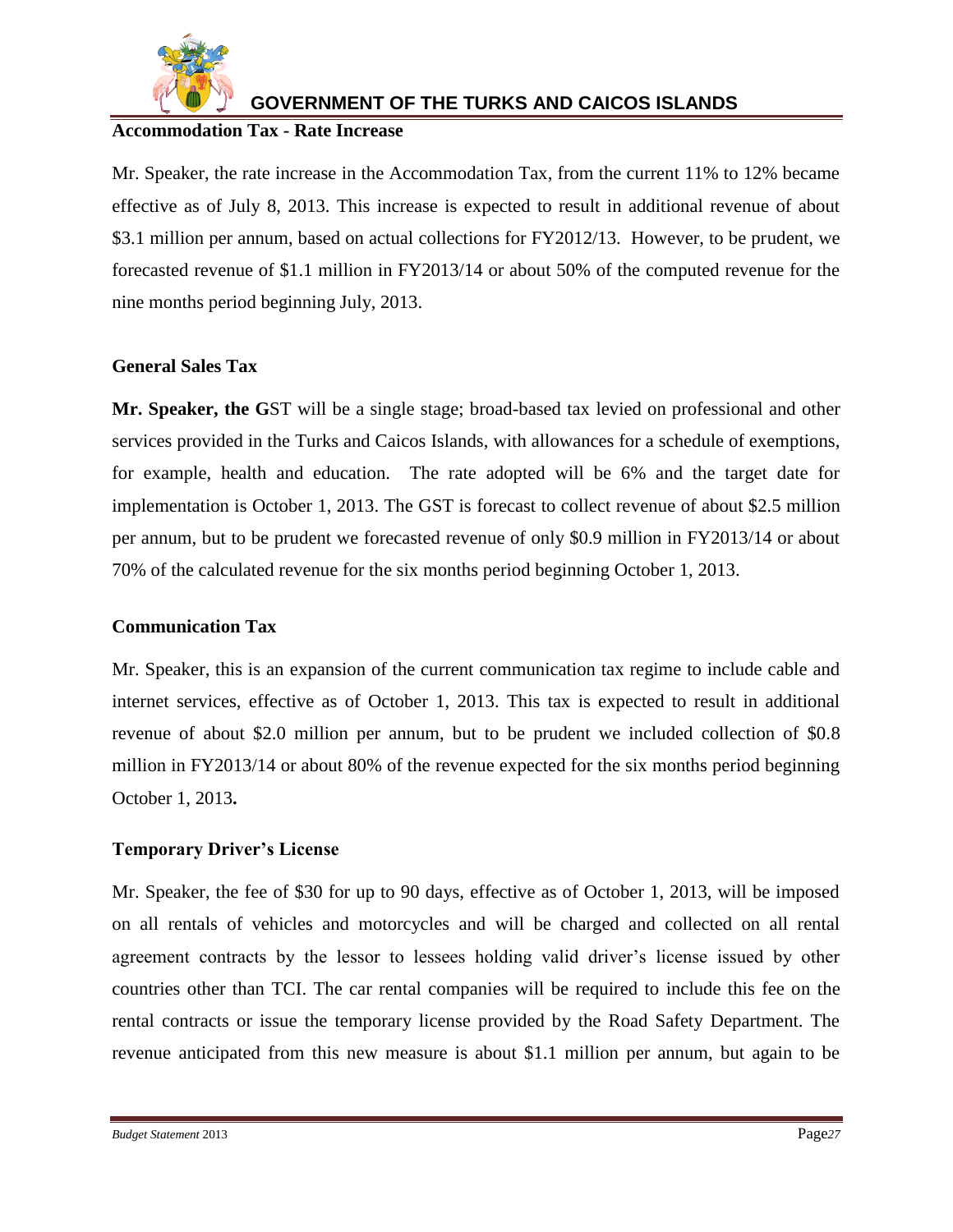**Accommodation Tax - Rate Increase**

Mr. Speaker, the rate increase in the Accommodation Tax, from the current 11% to 12% became effective as of July 8, 2013. This increase is expected to result in additional revenue of about $3.1 million per annum, based on actual collections for FY2012/13. However, to be prudent, we forecasted revenue of $1.1 million in FY2013/14 or about 50% of the computed revenue for the nine months period beginning July, 2013.

**General Sales Tax**

**Mr. Speaker, the G**ST will be a single stage; broad-based tax levied on professional and other services provided in the Turks and Caicos Islands, with allowances for a schedule of exemptions, for example, health and education. The rate adopted will be 6% and the target date for implementation is October 1, 2013. The GST is forecast to collect revenue of about $2.5 million per annum, but to be prudent we forecasted revenue of only $0.9 million in FY2013/14 or about 70% of the calculated revenue for the six months period beginning October 1, 2013.

**Communication Tax**

Mr. Speaker, this is an expansion of the current communication tax regime to include cable and internet services, effective as of October 1, 2013. This tax is expected to result in additional revenue of about $2.0 million per annum, but to be prudent we included collection of $0.8 million in FY2013/14 or about 80% of the revenue expected for the six months period beginning October 1, 2013**.**

**Temporary Driver's License**

Mr. Speaker, the fee of $30 for up to 90 days, effective as of October 1, 2013, will be imposed on all rentals of vehicles and motorcycles and will be charged and collected on all rental agreement contracts by the lessor to lessees holding valid driver's license issued by other countries other than TCI. The car rental companies will be required to include this fee on the rental contracts or issue the temporary license provided by the Road Safety Department. The revenue anticipated from this new measure is about $1.1 million per annum, but again to be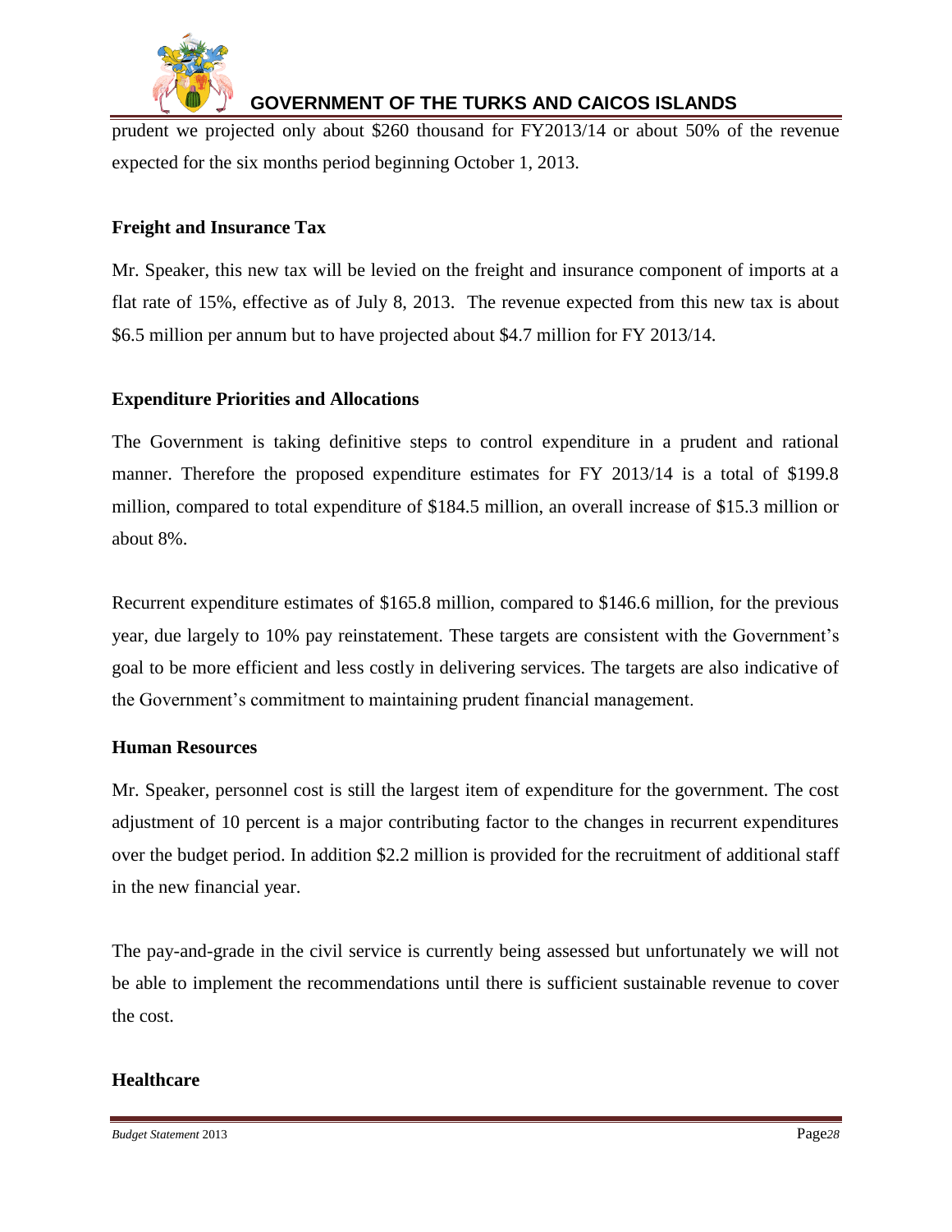prudent we projected only about $260 thousand for FY2013/14 or about 50% of the revenue expected for the six months period beginning October 1, 2013.

**Freight and Insurance Tax**

Mr. Speaker, this new tax will be levied on the freight and insurance component of imports at a flat rate of 15%, effective as of July 8, 2013. The revenue expected from this new tax is about $6.5 million per annum but to have projected about $4.7 million for FY 2013/14.

**Expenditure Priorities and Allocations**

The Government is taking definitive steps to control expenditure in a prudent and rational manner. Therefore the proposed expenditure estimates for FY 2013/14 is a total of $199.8 million, compared to total expenditure of $184.5 million, an overall increase of $15.3 million or about 8%.

Recurrent expenditure estimates of $165.8 million, compared to $146.6 million, for the previous year, due largely to 10% pay reinstatement. These targets are consistent with the Government's goal to be more efficient and less costly in delivering services. The targets are also indicative of the Government's commitment to maintaining prudent financial management.

**Human Resources**

Mr. Speaker, personnel cost is still the largest item of expenditure for the government. The cost adjustment of 10 percent is a major contributing factor to the changes in recurrent expenditures over the budget period. In addition $2.2 million is provided for the recruitment of additional staff in the new financial year.

The pay-and-grade in the civil service is currently being assessed but unfortunately we will not be able to implement the recommendations until there is sufficient sustainable revenue to cover the cost.

**Healthcare**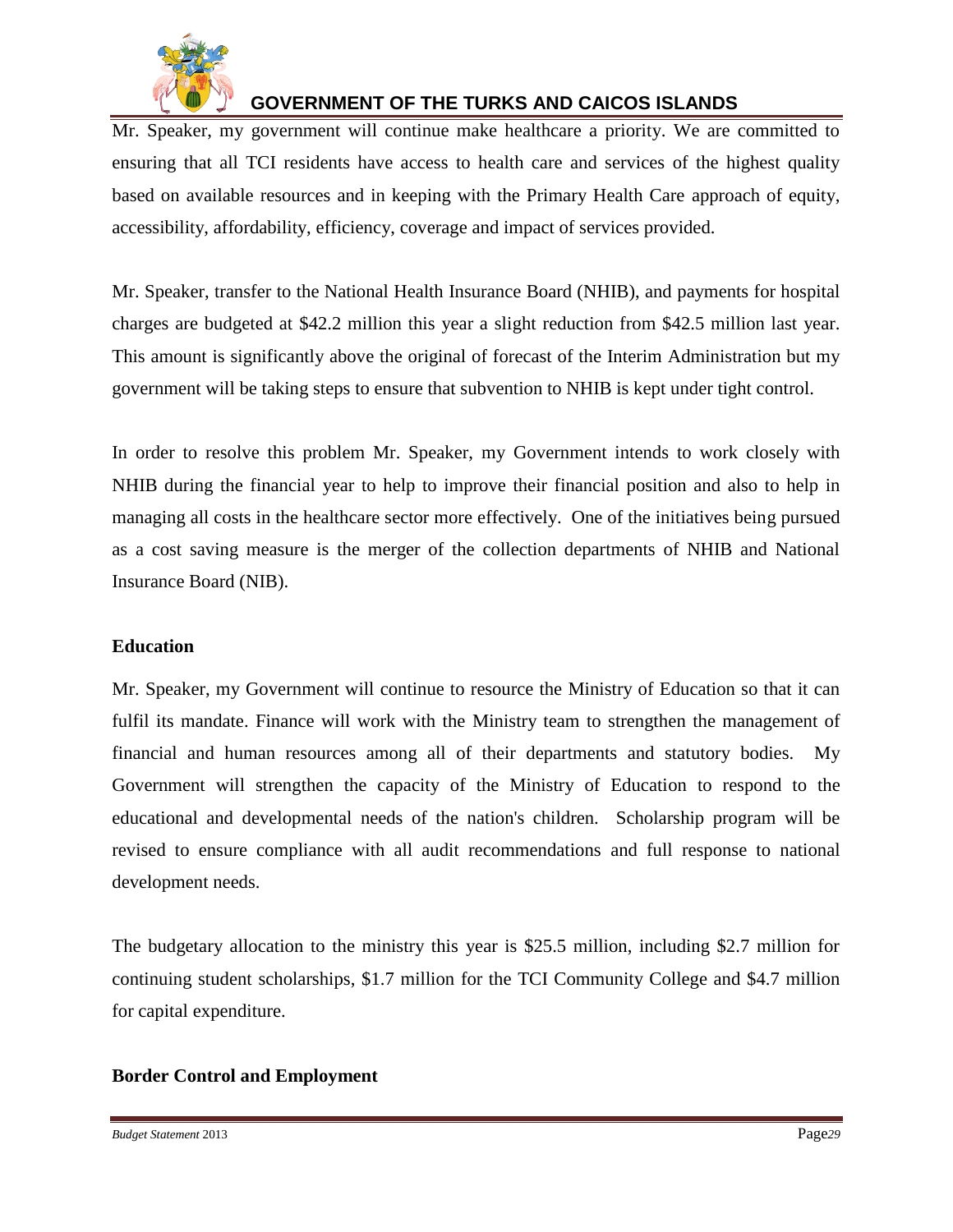Mr. Speaker, my government will continue make healthcare a priority. We are committed to ensuring that all TCI residents have access to health care and services of the highest quality based on available resources and in keeping with the Primary Health Care approach of equity, accessibility, affordability, efficiency, coverage and impact of services provided.

Mr. Speaker, transfer to the National Health Insurance Board (NHIB), and payments for hospital charges are budgeted at $42.2 million this year a slight reduction from $42.5 million last year. This amount is significantly above the original of forecast of the Interim Administration but my government will be taking steps to ensure that subvention to NHIB is kept under tight control.

In order to resolve this problem Mr. Speaker, my Government intends to work closely with NHIB during the financial year to help to improve their financial position and also to help in managing all costs in the healthcare sector more effectively. One of the initiatives being pursued as a cost saving measure is the merger of the collection departments of NHIB and National Insurance Board (NIB).

**Education**

Mr. Speaker, my Government will continue to resource the Ministry of Education so that it can fulfil its mandate. Finance will work with the Ministry team to strengthen the management of financial and human resources among all of their departments and statutory bodies. My Government will strengthen the capacity of the Ministry of Education to respond to the educational and developmental needs of the nation's children. Scholarship program will be revised to ensure compliance with all audit recommendations and full response to national development needs.

The budgetary allocation to the ministry this year is $25.5 million, including $2.7 million for continuing student scholarships, $1.7 million for the TCI Community College and $4.7 million for capital expenditure.

**Border Control and Employment**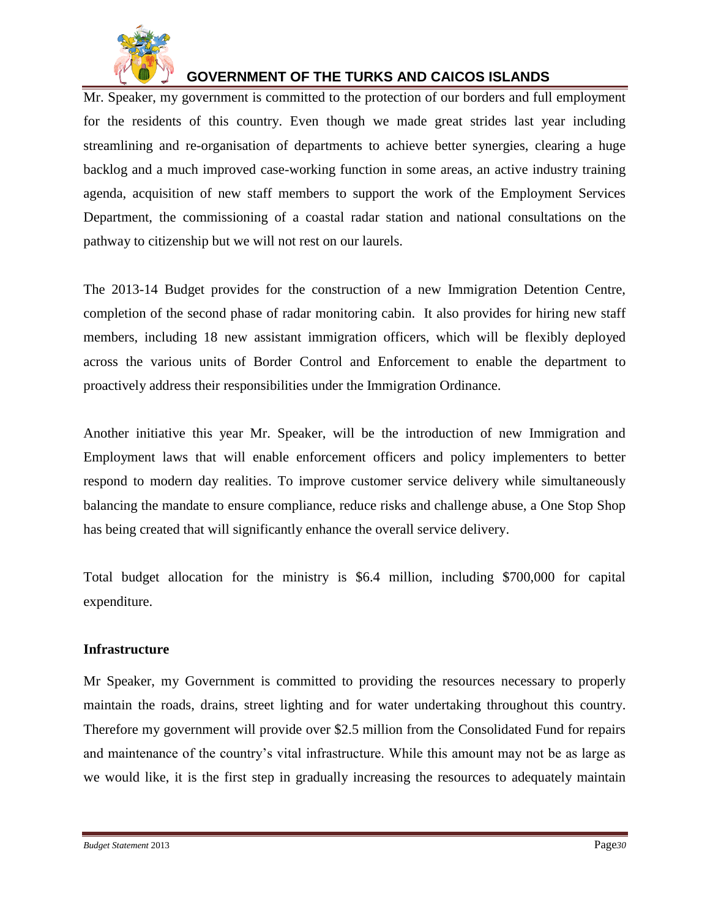Mr. Speaker, my government is committed to the protection of our borders and full employment for the residents of this country. Even though we made great strides last year including streamlining and re-organisation of departments to achieve better synergies, clearing a huge backlog and a much improved case-working function in some areas, an active industry training agenda, acquisition of new staff members to support the work of the Employment Services Department, the commissioning of a coastal radar station and national consultations on the pathway to citizenship but we will not rest on our laurels.

The 2013-14 Budget provides for the construction of a new Immigration Detention Centre, completion of the second phase of radar monitoring cabin. It also provides for hiring new staff members, including 18 new assistant immigration officers, which will be flexibly deployed across the various units of Border Control and Enforcement to enable the department to proactively address their responsibilities under the Immigration Ordinance.

Another initiative this year Mr. Speaker, will be the introduction of new Immigration and Employment laws that will enable enforcement officers and policy implementers to better respond to modern day realities. To improve customer service delivery while simultaneously balancing the mandate to ensure compliance, reduce risks and challenge abuse, a One Stop Shop has being created that will significantly enhance the overall service delivery.

Total budget allocation for the ministry is $6.4 million, including $700,000 for capital expenditure.

**Infrastructure**

Mr Speaker, my Government is committed to providing the resources necessary to properly maintain the roads, drains, street lighting and for water undertaking throughout this country. Therefore my government will provide over $2.5 million from the Consolidated Fund for repairs and maintenance of the country's vital infrastructure. While this amount may not be as large as we would like, it is the first step in gradually increasing the resources to adequately maintain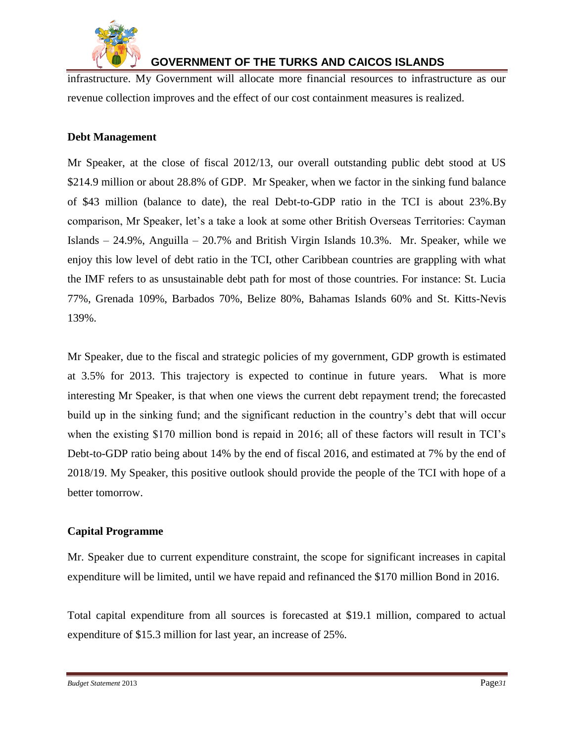infrastructure. My Government will allocate more financial resources to infrastructure as our revenue collection improves and the effect of our cost containment measures is realized.

**Debt Management**

Mr Speaker, at the close of fiscal 2012/13, our overall outstanding public debt stood at US $214.9 million or about 28.8% of GDP. Mr Speaker, when we factor in the sinking fund balance of $43 million (balance to date), the real Debt-to-GDP ratio in the TCI is about 23%.By comparison, Mr Speaker, let's a take a look at some other British Overseas Territories: Cayman Islands – 24.9%, Anguilla – 20.7% and British Virgin Islands 10.3%. Mr. Speaker, while we enjoy this low level of debt ratio in the TCI, other Caribbean countries are grappling with what the IMF refers to as unsustainable debt path for most of those countries. For instance: St. Lucia 77%, Grenada 109%, Barbados 70%, Belize 80%, Bahamas Islands 60% and St. Kitts-Nevis 139%.

Mr Speaker, due to the fiscal and strategic policies of my government, GDP growth is estimated at 3.5% for 2013. This trajectory is expected to continue in future years. What is more interesting Mr Speaker, is that when one views the current debt repayment trend; the forecasted build up in the sinking fund; and the significant reduction in the country's debt that will occur when the existing $170 million bond is repaid in 2016; all of these factors will result in TCI's Debt-to-GDP ratio being about 14% by the end of fiscal 2016, and estimated at 7% by the end of 2018/19. My Speaker, this positive outlook should provide the people of the TCI with hope of a better tomorrow.

**Capital Programme**

Mr. Speaker due to current expenditure constraint, the scope for significant increases in capital expenditure will be limited, until we have repaid and refinanced the $170 million Bond in 2016.

Total capital expenditure from all sources is forecasted at $19.1 million, compared to actual expenditure of $15.3 million for last year, an increase of 25%.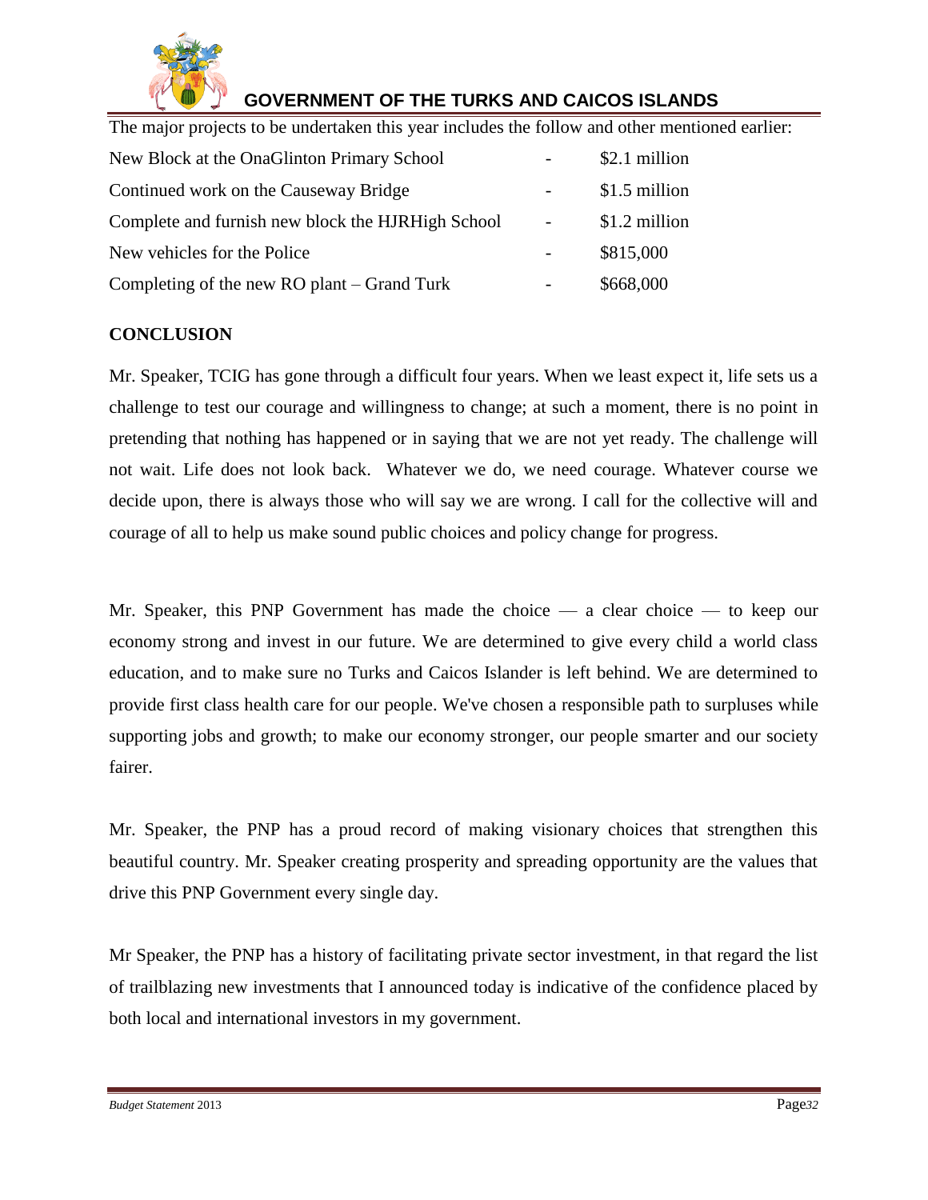The major projects to be undertaken this year includes the follow and other mentioned earlier:

| | | |
|---|---|---|
| New Block at the OnaGlinton Primary School | - | \$2.1 million |
| Continued work on the Causeway Bridge | - | \$1.5 million |
| Complete and furnish new block the HJRHigh School | - | \$1.2 million |
| New vehicles for the Police | - | \$815,000 |
| Completing of the new RO plant – Grand Turk | - | \$668,000 |

## CONCLUSION

Mr. Speaker, TCIG has gone through a difficult four years. When we least expect it, life sets us a challenge to test our courage and willingness to change; at such a moment, there is no point in pretending that nothing has happened or in saying that we are not yet ready. The challenge will not wait. Life does not look back. Whatever we do, we need courage. Whatever course we decide upon, there is always those who will say we are wrong. I call for the collective will and courage of all to help us make sound public choices and policy change for progress.

Mr. Speaker, this PNP Government has made the choice — a clear choice — to keep our economy strong and invest in our future. We are determined to give every child a world class education, and to make sure no Turks and Caicos Islander is left behind. We are determined to provide first class health care for our people. We've chosen a responsible path to surpluses while supporting jobs and growth; to make our economy stronger, our people smarter and our society fairer.

Mr. Speaker, the PNP has a proud record of making visionary choices that strengthen this beautiful country. Mr. Speaker creating prosperity and spreading opportunity are the values that drive this PNP Government every single day.

Mr Speaker, the PNP has a history of facilitating private sector investment, in that regard the list of trailblazing new investments that I announced today is indicative of the confidence placed by both local and international investors in my government.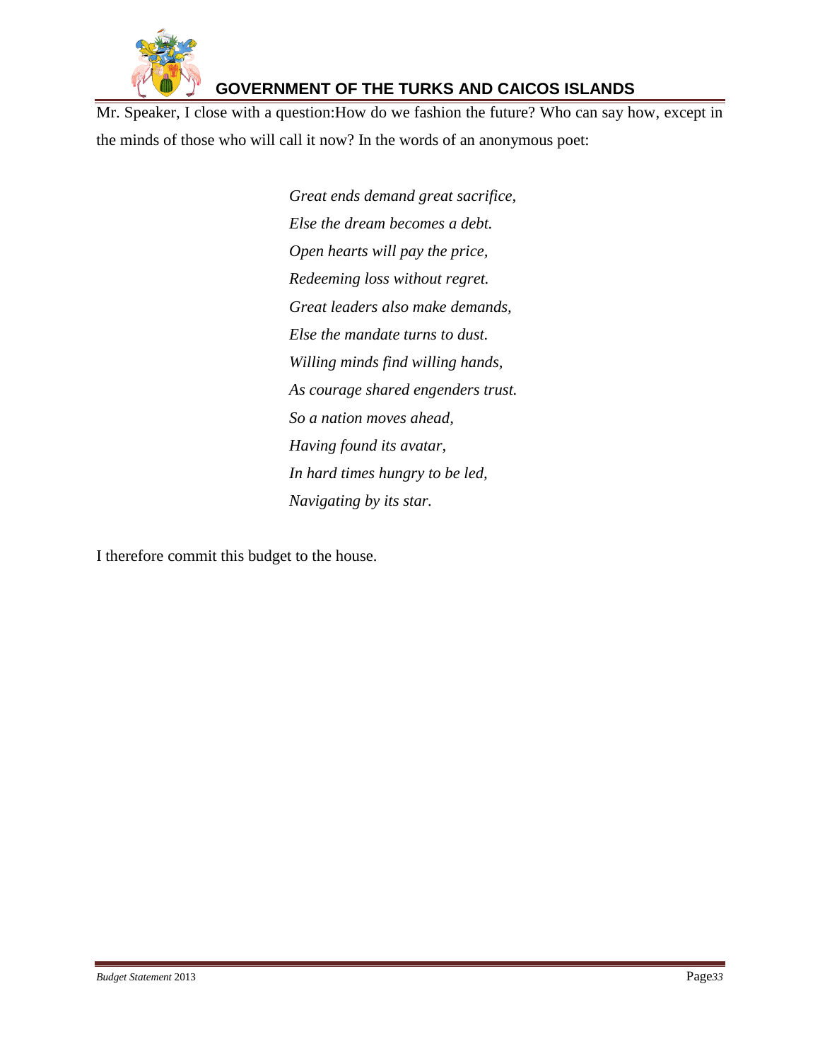Mr. Speaker, I close with a question:How do we fashion the future? Who can say how, except in the minds of those who will call it now? In the words of an anonymous poet:

*Great ends demand great sacrifice,*
*Else the dream becomes a debt.*
*Open hearts will pay the price,*
*Redeeming loss without regret.*
*Great leaders also make demands,*
*Else the mandate turns to dust.*
*Willing minds find willing hands,*
*As courage shared engenders trust.*
*So a nation moves ahead,*
*Having found its avatar,*
*In hard times hungry to be led,*
*Navigating by its star.*

I therefore commit this budget to the house.